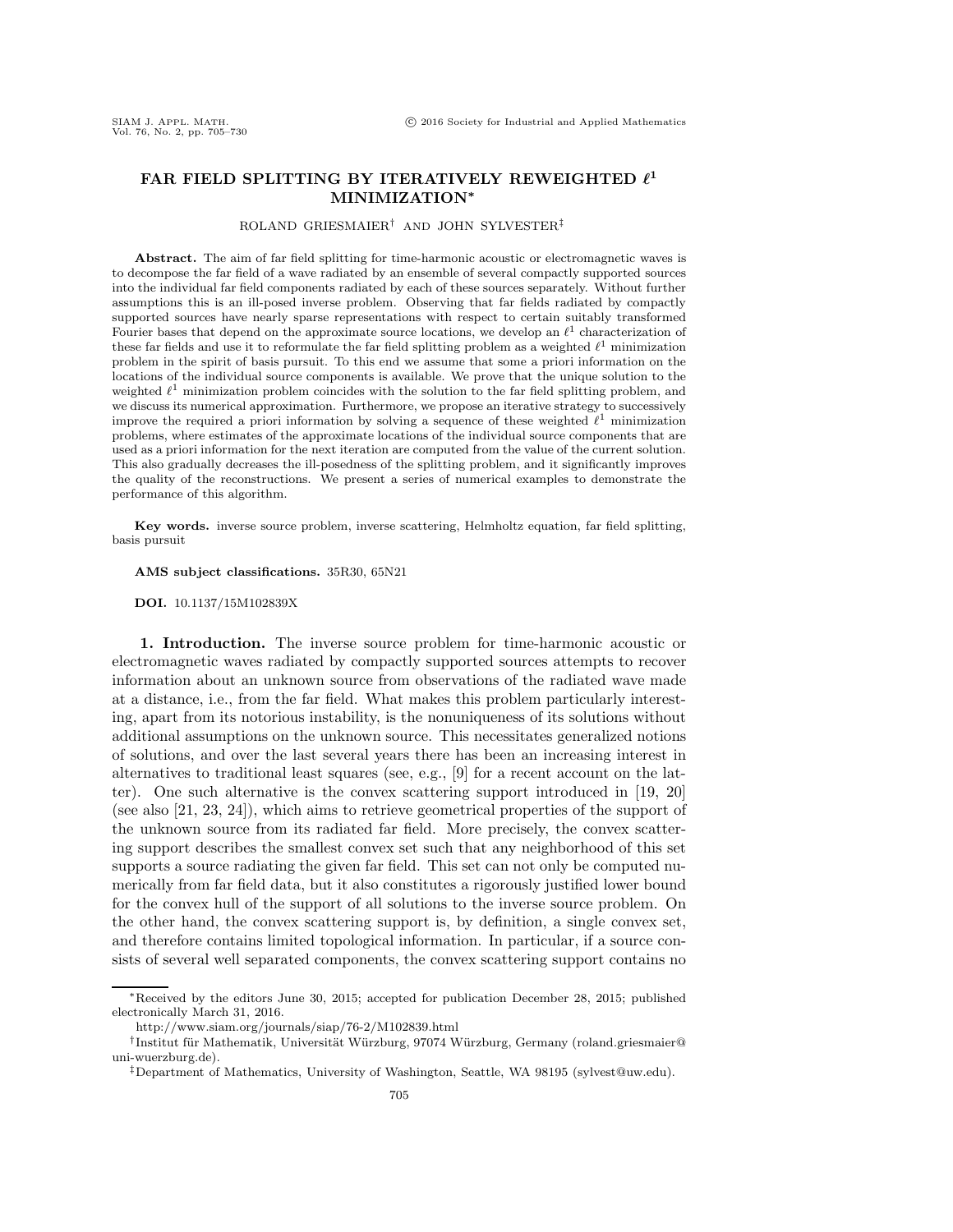# FAR FIELD SPLITTING BY ITERATIVELY REWEIGHTED $\ell^1$ MINIMIZATION*

ROLAND GRIESMAIER† AND JOHN SYLVESTER‡

**Abstract.** The aim of far field splitting for time-harmonic acoustic or electromagnetic waves is to decompose the far field of a wave radiated by an ensemble of several compactly supported sources into the individual far field components radiated by each of these sources separately. Without further assumptions this is an ill-posed inverse problem. Observing that far fields radiated by compactly supported sources have nearly sparse representations with respect to certain suitably transformed Fourier bases that depend on the approximate source locations, we develop an $\ell^1$ characterization of these far fields and use it to reformulate the far field splitting problem as a weighted $\ell^1$ minimization problem in the spirit of basis pursuit. To this end we assume that some a priori information on the locations of the individual source components is available. We prove that the unique solution to the weighted $\ell^1$ minimization problem coincides with the solution to the far field splitting problem, and we discuss its numerical approximation. Furthermore, we propose an iterative strategy to successively improve the required a priori information by solving a sequence of these weighted $\ell^1$ minimization problems, where estimates of the approximate locations of the individual source components that are used as a priori information for the next iteration are computed from the value of the current solution. This also gradually decreases the ill-posedness of the splitting problem, and it significantly improves the quality of the reconstructions. We present a series of numerical examples to demonstrate the performance of this algorithm.

**Key words.** inverse source problem, inverse scattering, Helmholtz equation, far field splitting, basis pursuit

**AMS subject classifications.** 35R30, 65N21

**DOI.** 10.1137/15M102839X

## 1. Introduction.

The inverse source problem for time-harmonic acoustic or electromagnetic waves radiated by compactly supported sources attempts to recover information about an unknown source from observations of the radiated wave made at a distance, i.e., from the far field. What makes this problem particularly interesting, apart from its notorious instability, is the nonuniqueness of its solutions without additional assumptions on the unknown source. This necessitates generalized notions of solutions, and over the last several years there has been an increasing interest in alternatives to traditional least squares (see, e.g., [9] for a recent account on the latter). One such alternative is the convex scattering support introduced in [19, 20] (see also [21, 23, 24]), which aims to retrieve geometrical properties of the support of the unknown source from its radiated far field. More precisely, the convex scattering support describes the smallest convex set such that any neighborhood of this set supports a source radiating the given far field. This set can not only be computed numerically from far field data, but it also constitutes a rigorously justified lower bound for the convex hull of the support of all solutions to the inverse source problem. On the other hand, the convex scattering support is, by definition, a single convex set, and therefore contains limited topological information. In particular, if a source consists of several well separated components, the convex scattering support contains no

*Received by the editors June 30, 2015; accepted for publication December 28, 2015; published electronically March 31, 2016.

http://www.siam.org/journals/siap/76-2/M102839.html

†Institut für Mathematik, Universität Würzburg, 97074 Würzburg, Germany (roland.griesmaier@uni-wuerzburg.de).

‡Department of Mathematics, University of Washington, Seattle, WA 98195 (sylvest@uw.edu).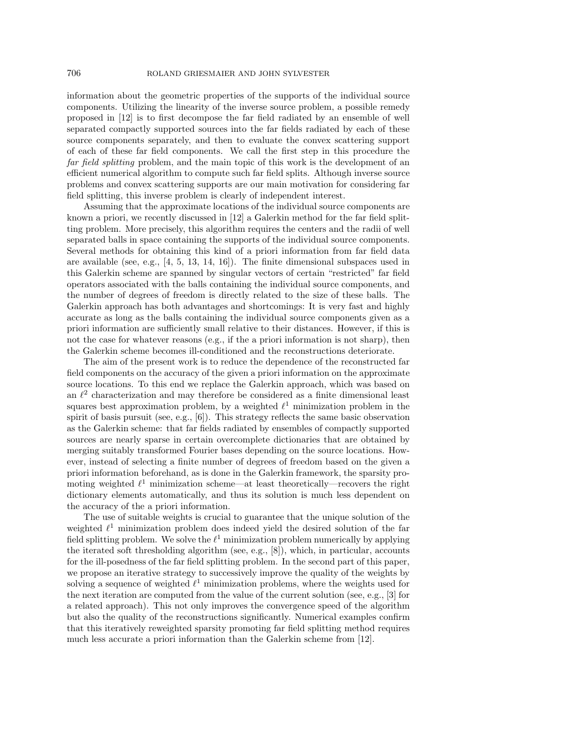information about the geometric properties of the supports of the individual source components. Utilizing the linearity of the inverse source problem, a possible remedy proposed in [12] is to first decompose the far field radiated by an ensemble of well separated compactly supported sources into the far fields radiated by each of these source components separately, and then to evaluate the convex scattering support of each of these far field components. We call the first step in this procedure the *far field splitting* problem, and the main topic of this work is the development of an efficient numerical algorithm to compute such far field splits. Although inverse source problems and convex scattering supports are our main motivation for considering far field splitting, this inverse problem is clearly of independent interest.

Assuming that the approximate locations of the individual source components are known a priori, we recently discussed in [12] a Galerkin method for the far field splitting problem. More precisely, this algorithm requires the centers and the radii of well separated balls in space containing the supports of the individual source components. Several methods for obtaining this kind of a priori information from far field data are available (see, e.g., [4, 5, 13, 14, 16]). The finite dimensional subspaces used in this Galerkin scheme are spanned by singular vectors of certain "restricted" far field operators associated with the balls containing the individual source components, and the number of degrees of freedom is directly related to the size of these balls. The Galerkin approach has both advantages and shortcomings: It is very fast and highly accurate as long as the balls containing the individual source components given as a priori information are sufficiently small relative to their distances. However, if this is not the case for whatever reasons (e.g., if the a priori information is not sharp), then the Galerkin scheme becomes ill-conditioned and the reconstructions deteriorate.

The aim of the present work is to reduce the dependence of the reconstructed far field components on the accuracy of the given a priori information on the approximate source locations. To this end we replace the Galerkin approach, which was based on an $\ell^2$ characterization and may therefore be considered as a finite dimensional least squares best approximation problem, by a weighted $\ell^1$ minimization problem in the spirit of basis pursuit (see, e.g., [6]). This strategy reflects the same basic observation as the Galerkin scheme: that far fields radiated by ensembles of compactly supported sources are nearly sparse in certain overcomplete dictionaries that are obtained by merging suitably transformed Fourier bases depending on the source locations. However, instead of selecting a finite number of degrees of freedom based on the given a priori information beforehand, as is done in the Galerkin framework, the sparsity promoting weighted $\ell^1$ minimization scheme—at least theoretically—recovers the right dictionary elements automatically, and thus its solution is much less dependent on the accuracy of the a priori information.

The use of suitable weights is crucial to guarantee that the unique solution of the weighted $\ell^1$ minimization problem does indeed yield the desired solution of the far field splitting problem. We solve the $\ell^1$ minimization problem numerically by applying the iterated soft thresholding algorithm (see, e.g., [8]), which, in particular, accounts for the ill-posedness of the far field splitting problem. In the second part of this paper, we propose an iterative strategy to successively improve the quality of the weights by solving a sequence of weighted $\ell^1$ minimization problems, where the weights used for the next iteration are computed from the value of the current solution (see, e.g., [3] for a related approach). This not only improves the convergence speed of the algorithm but also the quality of the reconstructions significantly. Numerical examples confirm that this iteratively reweighted sparsity promoting far field splitting method requires much less accurate a priori information than the Galerkin scheme from [12].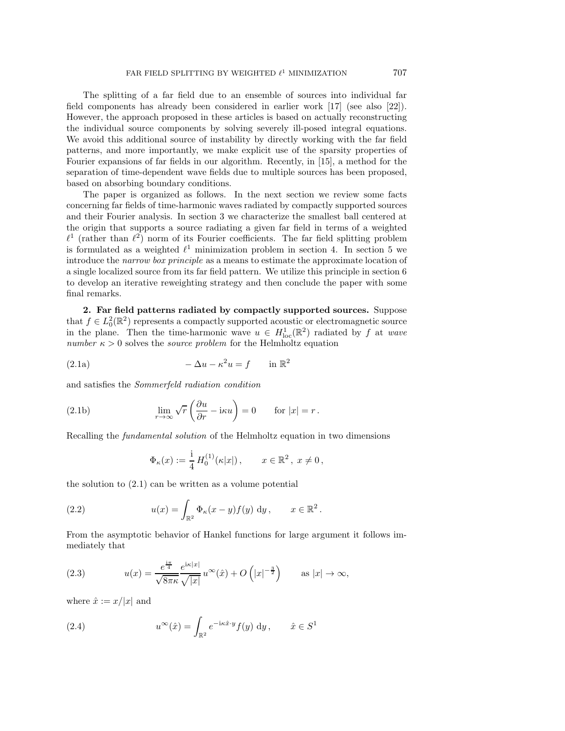The splitting of a far field due to an ensemble of sources into individual far field components has already been considered in earlier work [17] (see also [22]). However, the approach proposed in these articles is based on actually reconstructing the individual source components by solving severely ill-posed integral equations. We avoid this additional source of instability by directly working with the far field patterns, and more importantly, we make explicit use of the sparsity properties of Fourier expansions of far fields in our algorithm. Recently, in [15], a method for the separation of time-dependent wave fields due to multiple sources has been proposed, based on absorbing boundary conditions.

The paper is organized as follows. In the next section we review some facts concerning far fields of time-harmonic waves radiated by compactly supported sources and their Fourier analysis. In section 3 we characterize the smallest ball centered at the origin that supports a source radiating a given far field in terms of a weighted $\ell^1$ (rather than $\ell^2$) norm of its Fourier coefficients. The far field splitting problem is formulated as a weighted $\ell^1$ minimization problem in section 4. In section 5 we introduce the *narrow box principle* as a means to estimate the approximate location of a single localized source from its far field pattern. We utilize this principle in section 6 to develop an iterative reweighting strategy and then conclude the paper with some final remarks.

## 2. Far field patterns radiated by compactly supported sources.

Suppose that $f \in L^2_0(\mathbb{R}^2)$ represents a compactly supported acoustic or electromagnetic source in the plane. Then the time-harmonic wave $u \in H^1_{\mathrm{loc}}(\mathbb{R}^2)$ radiated by $f$ at *wave number* $\kappa > 0$ solves the *source problem* for the Helmholtz equation

$$-\Delta u - \kappa^2 u = f \qquad \text{in } \mathbb{R}^2 \tag{2.1a}$$

and satisfies the *Sommerfeld radiation condition*

$$\lim_{r\to\infty} \sqrt{r}\left(\frac{\partial u}{\partial r} - \mathrm{i}\kappa u\right) = 0 \qquad \text{for } |x| = r\,. \tag{2.1b}$$

Recalling the *fundamental solution* of the Helmholtz equation in two dimensions

$$\Phi_\kappa(x) := \frac{\mathrm{i}}{4}\, H_0^{(1)}(\kappa|x|)\,, \qquad x \in \mathbb{R}^2\,,\ x \neq 0\,,$$

the solution to (2.1) can be written as a volume potential

$$u(x) = \int_{\mathbb{R}^2} \Phi_\kappa(x-y) f(y)\, \mathrm{d}y\,, \qquad x \in \mathbb{R}^2\,. \tag{2.2}$$

From the asymptotic behavior of Hankel functions for large argument it follows immediately that

$$u(x) = \frac{e^{\frac{\mathrm{i}\pi}{4}}}{\sqrt{8\pi\kappa}} \frac{e^{\mathrm{i}\kappa|x|}}{\sqrt{|x|}}\, u^\infty(\hat{x}) + O\left(|x|^{-\frac{3}{2}}\right) \qquad \text{as } |x| \to \infty, \tag{2.3}$$

where $\hat{x} := x/|x|$ and

$$u^\infty(\hat{x}) = \int_{\mathbb{R}^2} e^{-\mathrm{i}\kappa\hat{x}\cdot y} f(y)\, \mathrm{d}y\,, \qquad \hat{x} \in S^1 \tag{2.4}$$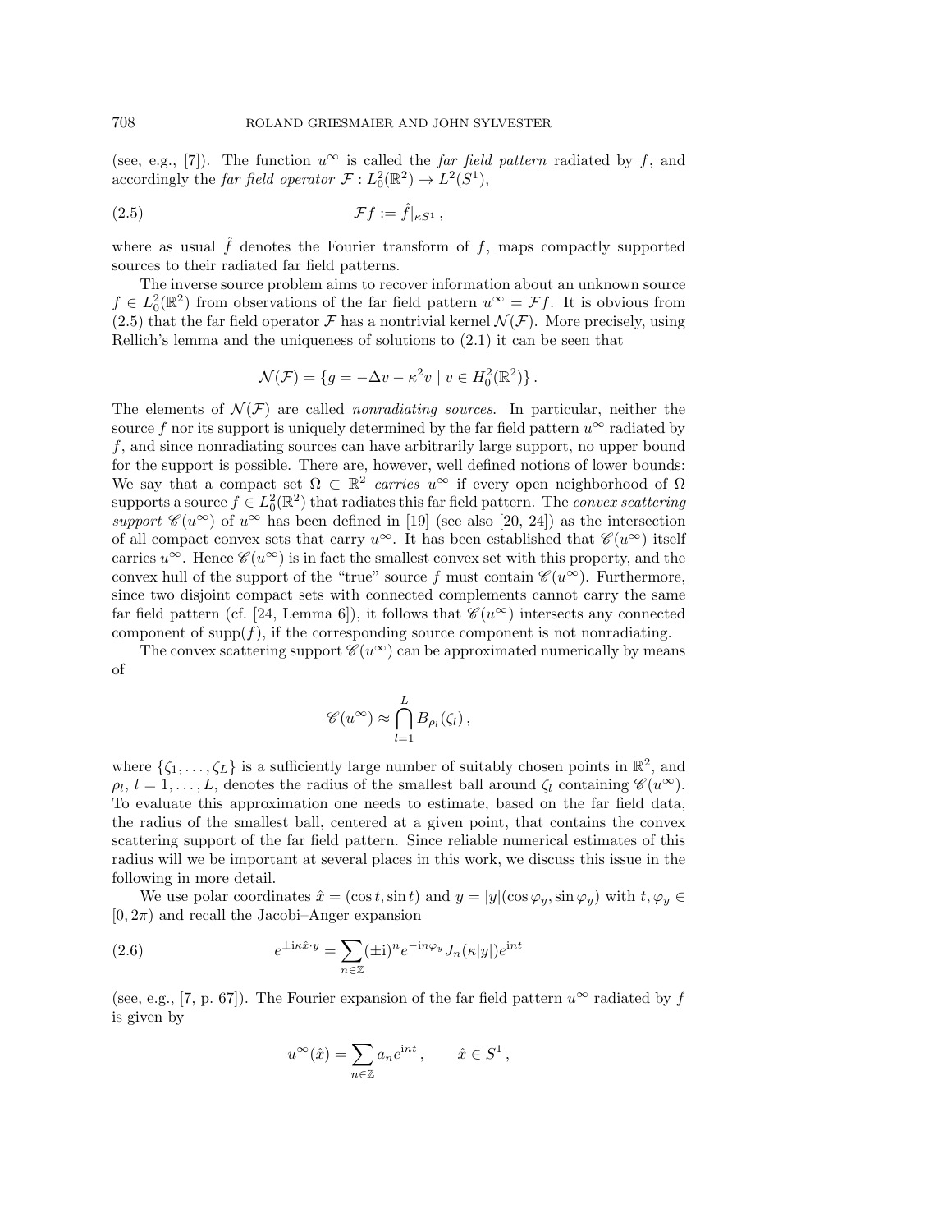(see, e.g., [7]). The function $u^\infty$ is called the *far field pattern* radiated by $f$, and accordingly the *far field operator* $\mathcal{F} : L^2_0(\mathbb{R}^2) \to L^2(S^1)$,

$$\mathcal{F}f := \hat{f}|_{\kappa S^1}\,, \tag{2.5}$$

where as usual $\hat{f}$ denotes the Fourier transform of $f$, maps compactly supported sources to their radiated far field patterns.

The inverse source problem aims to recover information about an unknown source $f \in L^2_0(\mathbb{R}^2)$ from observations of the far field pattern $u^\infty = \mathcal{F}f$. It is obvious from (2.5) that the far field operator $\mathcal{F}$ has a nontrivial kernel $\mathcal{N}(\mathcal{F})$. More precisely, using Rellich's lemma and the uniqueness of solutions to (2.1) it can be seen that

$$\mathcal{N}(\mathcal{F}) = \{g = -\Delta v - \kappa^2 v \mid v \in H^2_0(\mathbb{R}^2)\}\,.$$

The elements of $\mathcal{N}(\mathcal{F})$ are called *nonradiating sources*. In particular, neither the source $f$ nor its support is uniquely determined by the far field pattern $u^\infty$ radiated by $f$, and since nonradiating sources can have arbitrarily large support, no upper bound for the support is possible. There are, however, well defined notions of lower bounds: We say that a compact set $\Omega \subset \mathbb{R}^2$ *carries* $u^\infty$ if every open neighborhood of $\Omega$ supports a source $f \in L^2_0(\mathbb{R}^2)$ that radiates this far field pattern. The *convex scattering support* $\mathscr{C}(u^\infty)$ of $u^\infty$ has been defined in [19] (see also [20, 24]) as the intersection of all compact convex sets that carry $u^\infty$. It has been established that $\mathscr{C}(u^\infty)$ itself carries $u^\infty$. Hence $\mathscr{C}(u^\infty)$ is in fact the smallest convex set with this property, and the convex hull of the support of the "true" source $f$ must contain $\mathscr{C}(u^\infty)$. Furthermore, since two disjoint compact sets with connected complements cannot carry the same far field pattern (cf. [24, Lemma 6]), it follows that $\mathscr{C}(u^\infty)$ intersects any connected component of $\operatorname{supp}(f)$, if the corresponding source component is not nonradiating.

The convex scattering support $\mathscr{C}(u^\infty)$ can be approximated numerically by means of

$$\mathscr{C}(u^\infty) \approx \bigcap_{l=1}^{L} B_{\rho_l}(\zeta_l)\,,$$

where $\{\zeta_1, \ldots, \zeta_L\}$ is a sufficiently large number of suitably chosen points in $\mathbb{R}^2$, and $\rho_l$, $l = 1, \ldots, L$, denotes the radius of the smallest ball around $\zeta_l$ containing $\mathscr{C}(u^\infty)$. To evaluate this approximation one needs to estimate, based on the far field data, the radius of the smallest ball, centered at a given point, that contains the convex scattering support of the far field pattern. Since reliable numerical estimates of this radius will we be important at several places in this work, we discuss this issue in the following in more detail.

We use polar coordinates $\hat{x} = (\cos t, \sin t)$ and $y = |y|(\cos\varphi_y, \sin\varphi_y)$ with $t, \varphi_y \in [0, 2\pi)$ and recall the Jacobi–Anger expansion

$$e^{\pm i\kappa \hat{x}\cdot y} = \sum_{n\in\mathbb{Z}} (\pm i)^n e^{-in\varphi_y} J_n(\kappa|y|) e^{int} \tag{2.6}$$

(see, e.g., [7, p. 67]). The Fourier expansion of the far field pattern $u^\infty$ radiated by $f$ is given by

$$u^\infty(\hat{x}) = \sum_{n\in\mathbb{Z}} a_n e^{int}\,, \qquad \hat{x} \in S^1\,,$$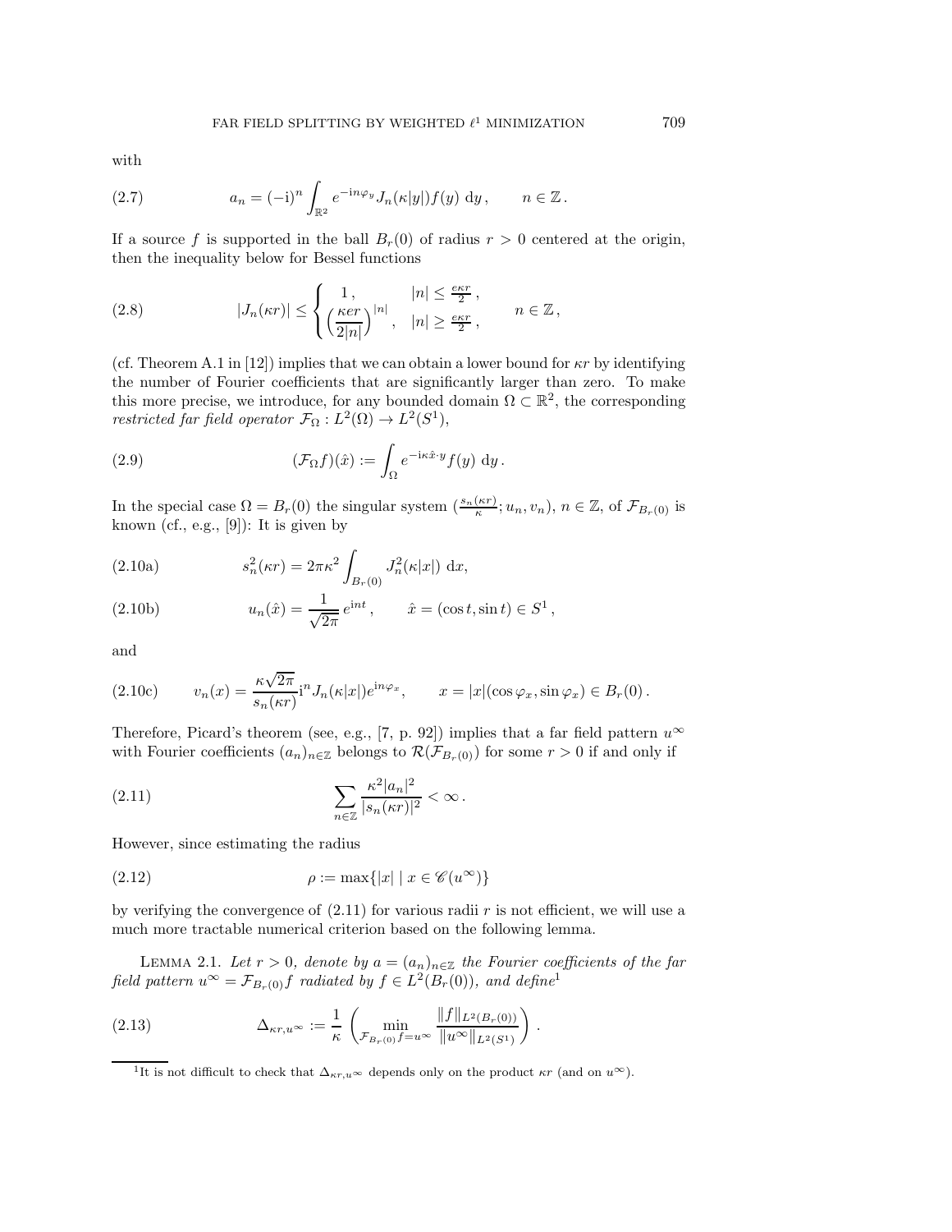with

$$a_n = (-\mathrm{i})^n \int_{\mathbb{R}^2} e^{-\mathrm{i}n\varphi_y} J_n(\kappa|y|) f(y) \, \mathrm{d}y \,, \qquad n \in \mathbb{Z} \,. \tag{2.7}$$

If a source $f$ is supported in the ball $B_r(0)$ of radius $r > 0$ centered at the origin, then the inequality below for Bessel functions

$$|J_n(\kappa r)| \le \begin{cases} 1 \,, & |n| \le \frac{e\kappa r}{2} \,, \\ \Big(\dfrac{\kappa e r}{2|n|}\Big)^{|n|} \,, & |n| \ge \frac{e\kappa r}{2} \,, \end{cases} \qquad n \in \mathbb{Z} \,, \tag{2.8}$$

(cf. Theorem A.1 in [12]) implies that we can obtain a lower bound for $\kappa r$ by identifying the number of Fourier coefficients that are significantly larger than zero. To make this more precise, we introduce, for any bounded domain $\Omega \subset \mathbb{R}^2$, the corresponding *restricted far field operator* $\mathcal{F}_\Omega : L^2(\Omega) \to L^2(S^1)$,

$$(\mathcal{F}_\Omega f)(\hat{x}) := \int_\Omega e^{-\mathrm{i}\kappa \hat{x}\cdot y} f(y) \, \mathrm{d}y \,. \tag{2.9}$$

In the special case $\Omega = B_r(0)$ the singular system $(\frac{s_n(\kappa r)}{\kappa}; u_n, v_n)$, $n \in \mathbb{Z}$, of $\mathcal{F}_{B_r(0)}$ is known (cf., e.g., [9]): It is given by

$$s_n^2(\kappa r) = 2\pi\kappa^2 \int_{B_r(0)} J_n^2(\kappa|x|) \, \mathrm{d}x, \tag{2.10a}$$

$$u_n(\hat{x}) = \frac{1}{\sqrt{2\pi}} \, e^{int} \,, \qquad \hat{x} = (\cos t, \sin t) \in S^1 \,, \tag{2.10b}$$

and

$$v_n(x) = \frac{\kappa\sqrt{2\pi}}{s_n(\kappa r)} \mathrm{i}^n J_n(\kappa|x|) e^{\mathrm{i}n\varphi_x} \,, \qquad x = |x|(\cos\varphi_x, \sin\varphi_x) \in B_r(0) \,. \tag{2.10c}$$

Therefore, Picard's theorem (see, e.g., [7, p. 92]) implies that a far field pattern $u^\infty$ with Fourier coefficients $(a_n)_{n\in\mathbb{Z}}$ belongs to $\mathcal{R}(\mathcal{F}_{B_r(0)})$ for some $r > 0$ if and only if

$$\sum_{n\in\mathbb{Z}} \frac{\kappa^2 |a_n|^2}{|s_n(\kappa r)|^2} < \infty \,. \tag{2.11}$$

However, since estimating the radius

$$\rho := \max\{|x| \mid x \in \mathscr{C}(u^\infty)\} \tag{2.12}$$

by verifying the convergence of (2.11) for various radii $r$ is not efficient, we will use a much more tractable numerical criterion based on the following lemma.

Lemma 2.1. *Let $r > 0$, denote by $a = (a_n)_{n\in\mathbb{Z}}$ the Fourier coefficients of the far field pattern $u^\infty = \mathcal{F}_{B_r(0)} f$ radiated by $f \in L^2(B_r(0))$, and define*[1]

$$\Delta_{\kappa r, u^\infty} := \frac{1}{\kappa} \left( \min_{\mathcal{F}_{B_r(0)} f = u^\infty} \frac{\|f\|_{L^2(B_r(0))}}{\|u^\infty\|_{L^2(S^1)}} \right) . \tag{2.13}$$

[1] It is not difficult to check that $\Delta_{\kappa r, u^\infty}$ depends only on the product $\kappa r$ (and on $u^\infty$).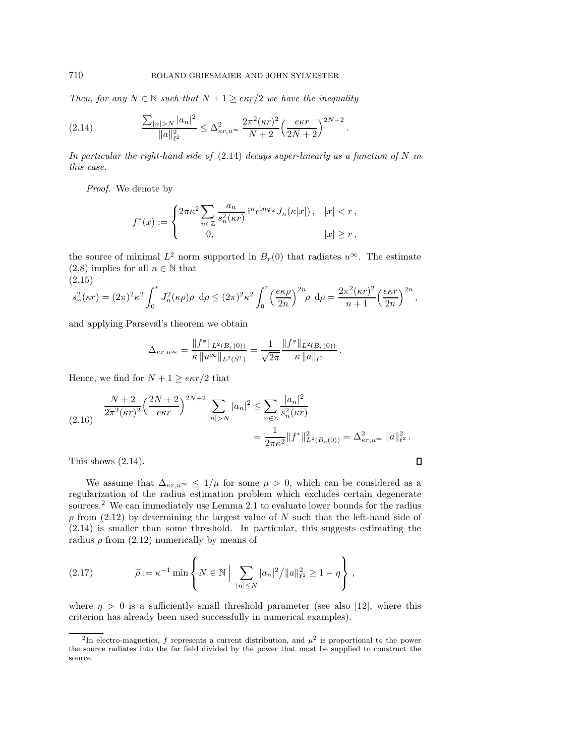*Then, for any $N \in \mathbb{N}$ such that $N+1 \geq e\kappa r/2$ we have the inequality*

$$\frac{\sum_{|n|>N} |a_n|^2}{\|a\|_{\ell^2}^2} \leq \Delta_{\kappa r, u^\infty}^2 \, \frac{2\pi^2(\kappa r)^2}{N+2} \Big( \frac{e\kappa r}{2N+2} \Big)^{2N+2} . \tag{2.14}$$

*In particular the right-hand side of* (2.14) *decays super-linearly as a function of $N$ in this case.*

*Proof.* We denote by

$$f^*(x) := \begin{cases} 2\pi\kappa^2 \displaystyle\sum_{n\in\mathbb{Z}} \frac{a_n}{s_n^2(\kappa r)} \, \mathrm{i}^n e^{\mathrm{i}n\varphi_x} J_n(\kappa|x|) \, , & |x| < r \, , \\ 0, & |x| \geq r \, , \end{cases}$$

the source of minimal $L^2$ norm supported in $B_r(0)$ that radiates $u^\infty$. The estimate (2.8) implies for all $n \in \mathbb{N}$ that

$$s_n^2(\kappa r) = (2\pi)^2 \kappa^2 \int_0^r J_n^2(\kappa\rho)\rho \;\mathrm{d}\rho \leq (2\pi)^2\kappa^2 \int_0^r \Big( \frac{e\kappa\rho}{2n} \Big)^{2n} \rho \;\mathrm{d}\rho = \frac{2\pi^2(\kappa r)^2}{n+1} \Big( \frac{e\kappa r}{2n} \Big)^{2n} , \tag{2.15}$$

and applying Parseval's theorem we obtain

$$\Delta_{\kappa r, u^\infty} = \frac{\|f^*\|_{L^2(B_r(0))}}{\kappa \, \|u^\infty\|_{L^2(S^1)}} = \frac{1}{\sqrt{2\pi}} \frac{\|f^*\|_{L^2(B_r(0))}}{\kappa \, \|a\|_{\ell^2}} .$$

Hence, we find for $N+1 \geq e\kappa r/2$ that

$$\begin{aligned} \frac{N+2}{2\pi^2(\kappa r)^2} \Big( \frac{2N+2}{e\kappa r} \Big)^{2N+2} \sum_{|n|>N} |a_n|^2 &\leq \sum_{n\in\mathbb{Z}} \frac{|a_n|^2}{s_n^2(\kappa r)} \\ &= \frac{1}{2\pi\kappa^2} \|f^*\|_{L^2(B_r(0))}^2 = \Delta_{\kappa r, u^\infty}^2 \, \|a\|_{\ell^2}^2 . \end{aligned} \tag{2.16}$$

This shows (2.14). ∎

We assume that $\Delta_{\kappa r, u^\infty} \leq 1/\mu$ for some $\mu > 0$, which can be considered as a regularization of the radius estimation problem which excludes certain degenerate sources.[2] We can immediately use Lemma 2.1 to evaluate lower bounds for the radius $\rho$ from (2.12) by determining the largest value of $N$ such that the left-hand side of (2.14) is smaller than some threshold. In particular, this suggests estimating the radius $\rho$ from (2.12) numerically by means of

$$\widetilde{\rho} := \kappa^{-1} \min \left\{ N \in \mathbb{N} \;\Big|\; \sum_{|n|\leq N} |a_n|^2 \big/ \|a\|_{\ell^2}^2 \geq 1 - \eta \right\} , \tag{2.17}$$

where $\eta > 0$ is a sufficiently small threshold parameter (see also [12], where this criterion has already been used successfully in numerical examples).

[2] In electro-magnetics, $f$ represents a current distribution, and $\mu^2$ is proportional to the power the source radiates into the far field divided by the power that must be supplied to construct the source.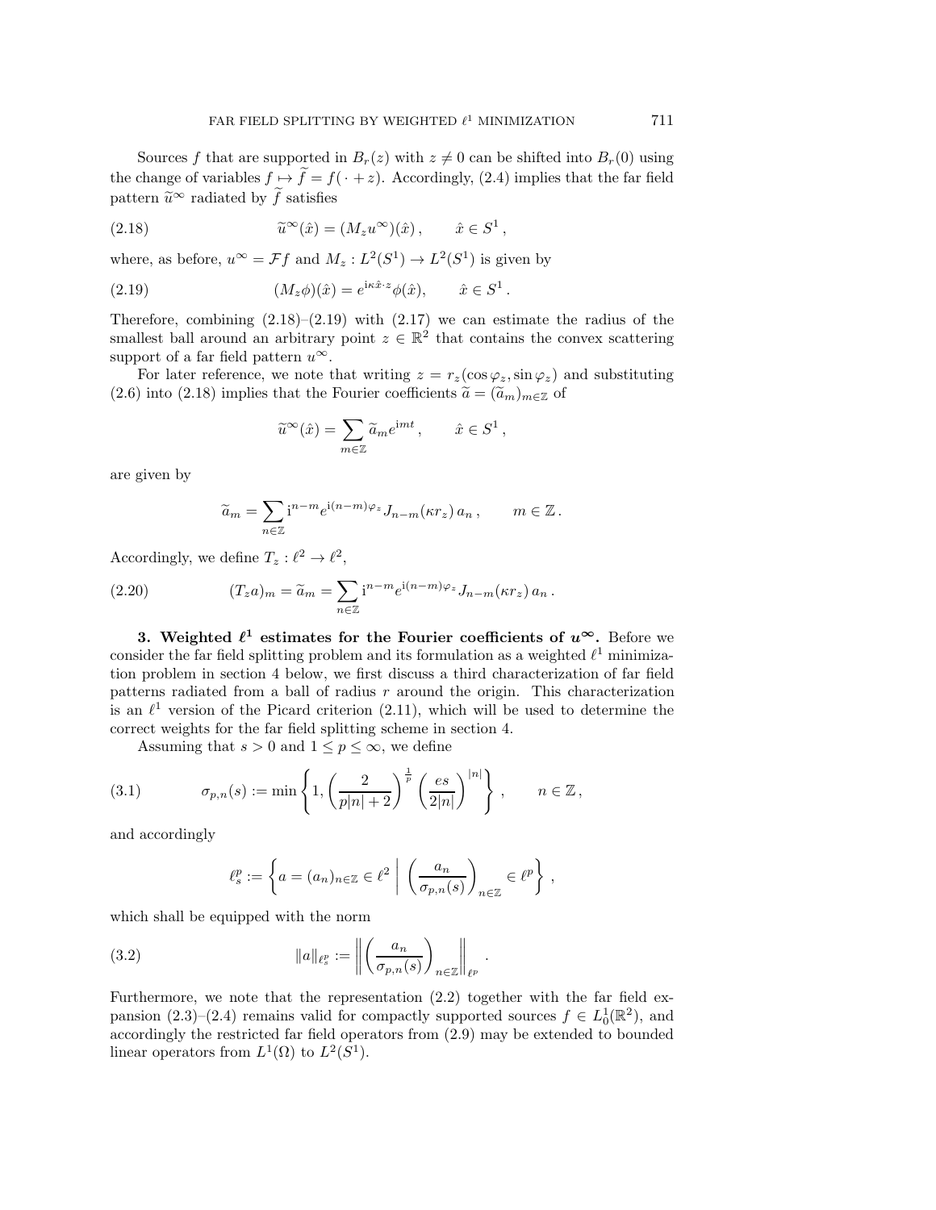Sources $f$ that are supported in $B_r(z)$ with $z \neq 0$ can be shifted into $B_r(0)$ using the change of variables $f \mapsto \widetilde{f} = f(\,\cdot + z)$. Accordingly, (2.4) implies that the far field pattern $\widetilde{u}^\infty$ radiated by $\widetilde{f}$ satisfies

$$\widetilde{u}^\infty(\hat{x}) = (M_z u^\infty)(\hat{x})\,, \qquad \hat{x} \in S^1\,, \tag{2.18}$$

where, as before, $u^\infty = \mathcal{F}f$ and $M_z : L^2(S^1) \to L^2(S^1)$ is given by

$$(M_z \phi)(\hat{x}) = e^{\mathrm{i}\kappa \hat{x}\cdot z}\phi(\hat{x}), \qquad \hat{x} \in S^1\,. \tag{2.19}$$

Therefore, combining (2.18)–(2.19) with (2.17) we can estimate the radius of the smallest ball around an arbitrary point $z \in \mathbb{R}^2$ that contains the convex scattering support of a far field pattern $u^\infty$.

For later reference, we note that writing $z = r_z(\cos\varphi_z, \sin\varphi_z)$ and substituting (2.6) into (2.18) implies that the Fourier coefficients $\widetilde{a} = (\widetilde{a}_m)_{m\in\mathbb{Z}}$ of

$$\widetilde{u}^\infty(\hat{x}) = \sum_{m\in\mathbb{Z}} \widetilde{a}_m e^{\mathrm{i}mt}\,, \qquad \hat{x} \in S^1\,,$$

are given by

$$\widetilde{a}_m = \sum_{n\in\mathbb{Z}} \mathrm{i}^{n-m} e^{\mathrm{i}(n-m)\varphi_z} J_{n-m}(\kappa r_z)\, a_n\,, \qquad m \in \mathbb{Z}\,.$$

Accordingly, we define $T_z : \ell^2 \to \ell^2$,

$$(T_z a)_m = \widetilde{a}_m = \sum_{n\in\mathbb{Z}} \mathrm{i}^{n-m} e^{\mathrm{i}(n-m)\varphi_z} J_{n-m}(\kappa r_z)\, a_n\,. \tag{2.20}$$

## 3. Weighted $\ell^1$ estimates for the Fourier coefficients of $u^\infty$.

Before we consider the far field splitting problem and its formulation as a weighted $\ell^1$ minimization problem in section 4 below, we first discuss a third characterization of far field patterns radiated from a ball of radius $r$ around the origin. This characterization is an $\ell^1$ version of the Picard criterion (2.11), which will be used to determine the correct weights for the far field splitting scheme in section 4.

Assuming that $s > 0$ and $1 \le p \le \infty$, we define

$$\sigma_{p,n}(s) := \min\left\{1, \left(\frac{2}{p|n|+2}\right)^{\frac{1}{p}} \left(\frac{es}{2|n|}\right)^{|n|}\right\}\,, \qquad n \in \mathbb{Z}\,, \tag{3.1}$$

and accordingly

$$\ell^p_s := \left\{ a = (a_n)_{n\in\mathbb{Z}} \in \ell^2 \;\middle|\; \left(\frac{a_n}{\sigma_{p,n}(s)}\right)_{n\in\mathbb{Z}} \in \ell^p \right\}\,,$$

which shall be equipped with the norm

$$\|a\|_{\ell^p_s} := \left\| \left(\frac{a_n}{\sigma_{p,n}(s)}\right)_{n\in\mathbb{Z}} \right\|_{\ell^p}\,. \tag{3.2}$$

Furthermore, we note that the representation (2.2) together with the far field expansion (2.3)–(2.4) remains valid for compactly supported sources $f \in L^1_0(\mathbb{R}^2)$, and accordingly the restricted far field operators from (2.9) may be extended to bounded linear operators from $L^1(\Omega)$ to $L^2(S^1)$.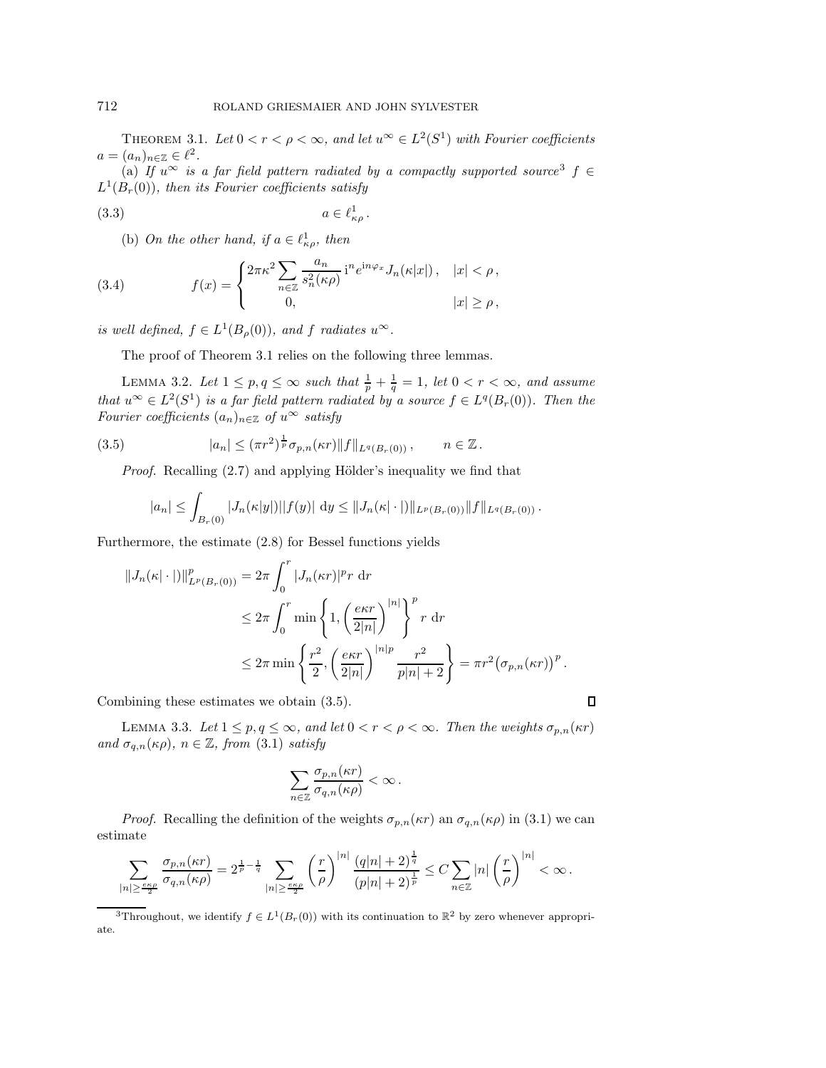THEOREM 3.1. *Let $0 < r < \rho < \infty$, and let $u^\infty \in L^2(S^1)$ with Fourier coefficients $a = (a_n)_{n\in\mathbb{Z}} \in \ell^2$.*

(a) *If $u^\infty$ is a far field pattern radiated by a compactly supported source*[3] $f \in L^1(B_r(0))$*, then its Fourier coefficients satisfy*

$$a \in \ell^1_{\kappa\rho}\,. \tag{3.3}$$

(b) *On the other hand, if $a \in \ell^1_{\kappa\rho}$, then*

$$f(x) = \begin{cases} 2\pi\kappa^2 \displaystyle\sum_{n\in\mathbb{Z}} \frac{a_n}{s_n^2(\kappa\rho)}\, \mathrm{i}^n e^{\mathrm{i}n\varphi_x} J_n(\kappa|x|)\,, & |x| < \rho\,,\\ 0, & |x| \geq \rho\,, \end{cases} \tag{3.4}$$

*is well defined, $f \in L^1(B_\rho(0))$, and $f$ radiates $u^\infty$.*

The proof of Theorem 3.1 relies on the following three lemmas.

LEMMA 3.2. *Let $1 \leq p, q \leq \infty$ such that $\frac{1}{p} + \frac{1}{q} = 1$, let $0 < r < \infty$, and assume that $u^\infty \in L^2(S^1)$ is a far field pattern radiated by a source $f \in L^q(B_r(0))$. Then the Fourier coefficients $(a_n)_{n\in\mathbb{Z}}$ of $u^\infty$ satisfy*

$$|a_n| \leq (\pi r^2)^{\frac{1}{p}} \sigma_{p,n}(\kappa r) \|f\|_{L^q(B_r(0))}\,, \qquad n \in \mathbb{Z}\,. \tag{3.5}$$

*Proof.* Recalling (2.7) and applying Hölder's inequality we find that

$$|a_n| \leq \int_{B_r(0)} |J_n(\kappa|y|)||f(y)| \,\mathrm{d}y \leq \|J_n(\kappa|\cdot|)\|_{L^p(B_r(0))} \|f\|_{L^q(B_r(0))}\,.$$

Furthermore, the estimate (2.8) for Bessel functions yields

$$\begin{aligned} \|J_n(\kappa|\cdot|)\|^p_{L^p(B_r(0))} &= 2\pi \int_0^r |J_n(\kappa r)|^p r \,\mathrm{d}r \\ &\leq 2\pi \int_0^r \min\left\{1, \left(\frac{e\kappa r}{2|n|}\right)^{|n|}\right\}^p r \,\mathrm{d}r \\ &\leq 2\pi \min\left\{\frac{r^2}{2}, \left(\frac{e\kappa r}{2|n|}\right)^{|n|p} \frac{r^2}{p|n|+2}\right\} = \pi r^2 \big(\sigma_{p,n}(\kappa r)\big)^p\,. \end{aligned}$$

Combining these estimates we obtain (3.5). ∎

LEMMA 3.3. *Let $1 \leq p, q \leq \infty$, and let $0 < r < \rho < \infty$. Then the weights $\sigma_{p,n}(\kappa r)$ and $\sigma_{q,n}(\kappa\rho)$, $n \in \mathbb{Z}$, from* (3.1) *satisfy*

$$\sum_{n\in\mathbb{Z}} \frac{\sigma_{p,n}(\kappa r)}{\sigma_{q,n}(\kappa\rho)} < \infty\,.$$

*Proof.* Recalling the definition of the weights $\sigma_{p,n}(\kappa r)$ an $\sigma_{q,n}(\kappa\rho)$ in (3.1) we can estimate

$$\sum_{|n|\geq\frac{e\kappa\rho}{2}} \frac{\sigma_{p,n}(\kappa r)}{\sigma_{q,n}(\kappa\rho)} = 2^{\frac{1}{p}-\frac{1}{q}} \sum_{|n|\geq\frac{e\kappa\rho}{2}} \left(\frac{r}{\rho}\right)^{|n|} \frac{(q|n|+2)^{\frac{1}{q}}}{(p|n|+2)^{\frac{1}{p}}} \leq C \sum_{n\in\mathbb{Z}} |n| \left(\frac{r}{\rho}\right)^{|n|} < \infty\,.$$

[3] Throughout, we identify $f \in L^1(B_r(0))$ with its continuation to $\mathbb{R}^2$ by zero whenever appropriate.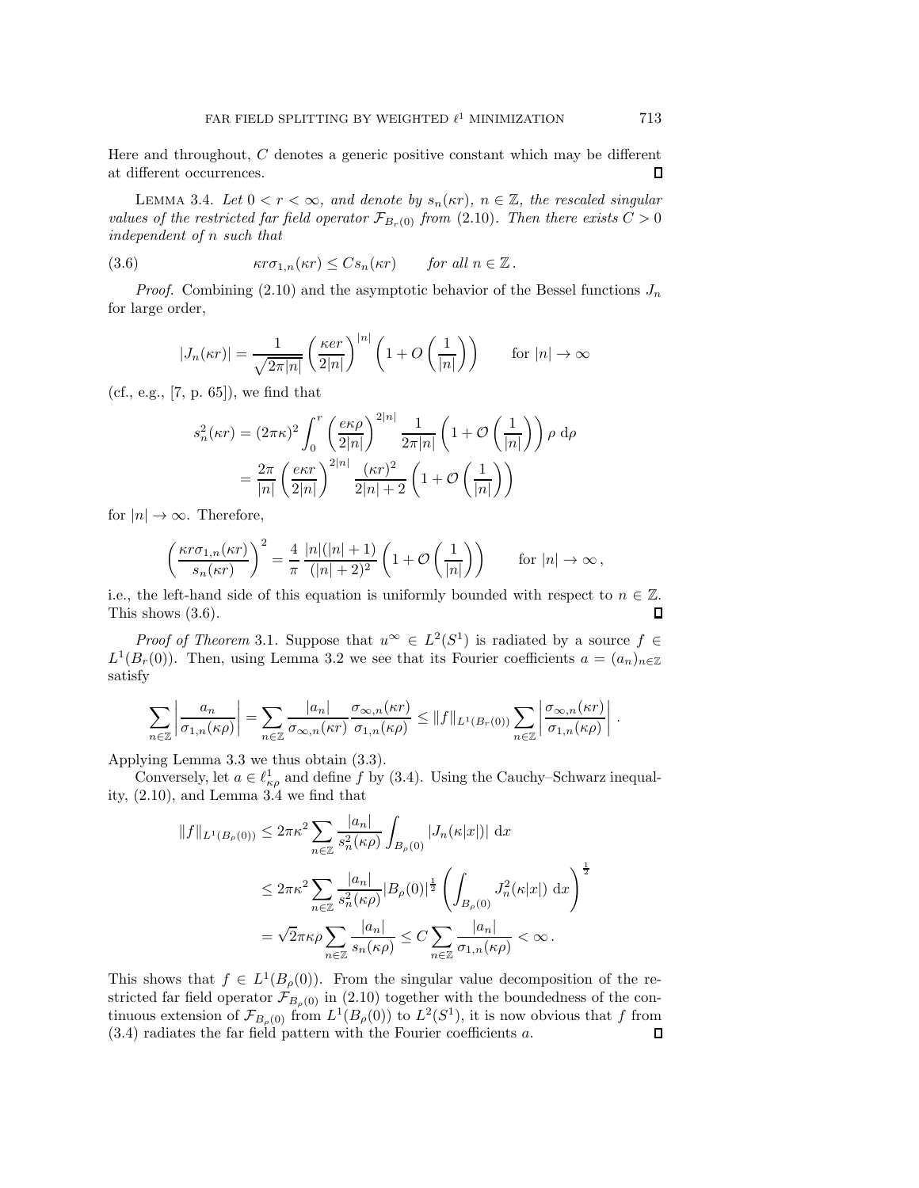Here and throughout, $C$ denotes a generic positive constant which may be different at different occurrences. $\square$

LEMMA 3.4. *Let $0 < r < \infty$, and denote by $s_n(\kappa r)$, $n \in \mathbb{Z}$, the rescaled singular values of the restricted far field operator $\mathcal{F}_{B_r(0)}$ from* (2.10). *Then there exists $C > 0$ independent of $n$ such that*

$$\kappa r \sigma_{1,n}(\kappa r) \leq C s_n(\kappa r) \qquad \text{for all } n \in \mathbb{Z}\,. \tag{3.6}$$

*Proof.* Combining (2.10) and the asymptotic behavior of the Bessel functions $J_n$ for large order,

$$|J_n(\kappa r)| = \frac{1}{\sqrt{2\pi|n|}} \left(\frac{\kappa e r}{2|n|}\right)^{|n|} \left(1 + O\left(\frac{1}{|n|}\right)\right) \qquad \text{for } |n| \to \infty$$

(cf., e.g., [7, p. 65]), we find that

$$\begin{aligned} s_n^2(\kappa r) &= (2\pi\kappa)^2 \int_0^r \left(\frac{e\kappa\rho}{2|n|}\right)^{2|n|} \frac{1}{2\pi|n|} \left(1 + \mathcal{O}\left(\frac{1}{|n|}\right)\right) \rho \,\mathrm{d}\rho \\ &= \frac{2\pi}{|n|} \left(\frac{e\kappa r}{2|n|}\right)^{2|n|} \frac{(\kappa r)^2}{2|n|+2} \left(1 + \mathcal{O}\left(\frac{1}{|n|}\right)\right) \end{aligned}$$

for $|n| \to \infty$. Therefore,

$$\left(\frac{\kappa r \sigma_{1,n}(\kappa r)}{s_n(\kappa r)}\right)^2 = \frac{4}{\pi} \frac{|n|(|n|+1)}{(|n|+2)^2} \left(1 + \mathcal{O}\left(\frac{1}{|n|}\right)\right) \qquad \text{for } |n| \to \infty\,,$$

i.e., the left-hand side of this equation is uniformly bounded with respect to $n \in \mathbb{Z}$. This shows (3.6). $\square$

*Proof of Theorem* 3.1. Suppose that $u^\infty \in L^2(S^1)$ is radiated by a source $f \in L^1(B_r(0))$. Then, using Lemma 3.2 we see that its Fourier coefficients $a = (a_n)_{n\in\mathbb{Z}}$ satisfy

$$\sum_{n\in\mathbb{Z}} \left|\frac{a_n}{\sigma_{1,n}(\kappa\rho)}\right| = \sum_{n\in\mathbb{Z}} \frac{|a_n|}{\sigma_{\infty,n}(\kappa r)} \frac{\sigma_{\infty,n}(\kappa r)}{\sigma_{1,n}(\kappa\rho)} \leq \|f\|_{L^1(B_r(0))} \sum_{n\in\mathbb{Z}} \left|\frac{\sigma_{\infty,n}(\kappa r)}{\sigma_{1,n}(\kappa\rho)}\right|.$$

Applying Lemma 3.3 we thus obtain (3.3).

Conversely, let $a \in \ell^1_{\kappa\rho}$ and define $f$ by (3.4). Using the Cauchy–Schwarz inequality, (2.10), and Lemma 3.4 we find that

$$\begin{aligned} \|f\|_{L^1(B_\rho(0))} &\leq 2\pi\kappa^2 \sum_{n\in\mathbb{Z}} \frac{|a_n|}{s_n^2(\kappa\rho)} \int_{B_\rho(0)} |J_n(\kappa|x|)| \,\mathrm{d}x \\ &\leq 2\pi\kappa^2 \sum_{n\in\mathbb{Z}} \frac{|a_n|}{s_n^2(\kappa\rho)} |B_\rho(0)|^{\frac{1}{2}} \left(\int_{B_\rho(0)} J_n^2(\kappa|x|) \,\mathrm{d}x\right)^{\frac{1}{2}} \\ &= \sqrt{2}\pi\kappa\rho \sum_{n\in\mathbb{Z}} \frac{|a_n|}{s_n(\kappa\rho)} \leq C \sum_{n\in\mathbb{Z}} \frac{|a_n|}{\sigma_{1,n}(\kappa\rho)} < \infty\,. \end{aligned}$$

This shows that $f \in L^1(B_\rho(0))$. From the singular value decomposition of the restricted far field operator $\mathcal{F}_{B_\rho(0)}$ in (2.10) together with the boundedness of the continuous extension of $\mathcal{F}_{B_\rho(0)}$ from $L^1(B_\rho(0))$ to $L^2(S^1)$, it is now obvious that $f$ from (3.4) radiates the far field pattern with the Fourier coefficients $a$. $\square$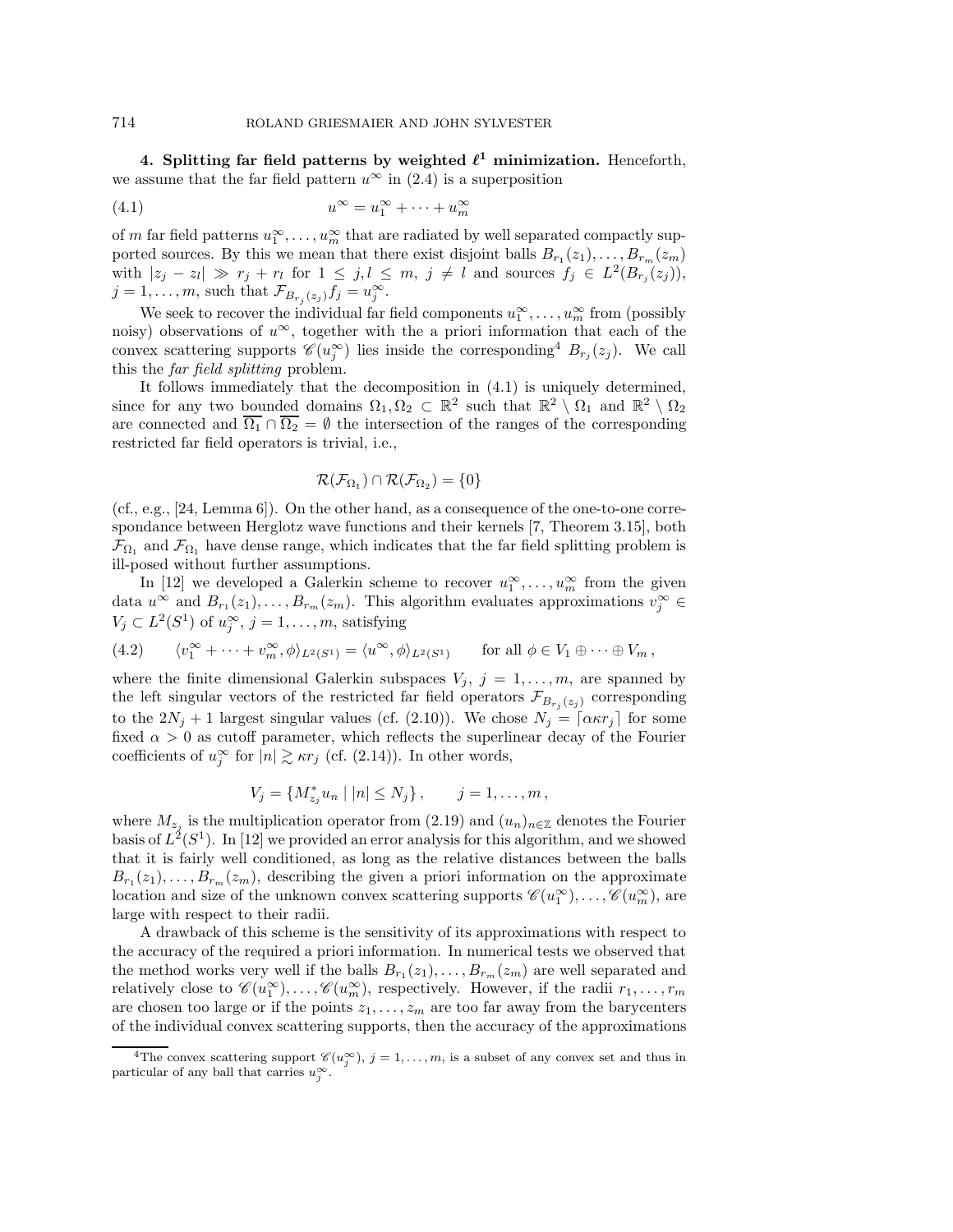## 4. Splitting far field patterns by weighted $\ell^1$ minimization.

Henceforth, we assume that the far field pattern $u^\infty$ in (2.4) is a superposition

$$
u^\infty = u_1^\infty + \cdots + u_m^\infty \tag{4.1}
$$

of $m$ far field patterns $u_1^\infty, \ldots, u_m^\infty$ that are radiated by well separated compactly supported sources. By this we mean that there exist disjoint balls $B_{r_1}(z_1), \ldots, B_{r_m}(z_m)$ with $|z_j - z_l| \gg r_j + r_l$ for $1 \leq j, l \leq m$, $j \neq l$ and sources $f_j \in L^2(B_{r_j}(z_j))$, $j = 1, \ldots, m$, such that $\mathcal{F}_{B_{r_j}(z_j)} f_j = u_j^\infty$.

We seek to recover the individual far field components $u_1^\infty, \ldots, u_m^\infty$ from (possibly noisy) observations of $u^\infty$, together with the a priori information that each of the convex scattering supports $\mathscr{C}(u_j^\infty)$ lies inside the corresponding[4] $B_{r_j}(z_j)$. We call this the *far field splitting* problem.

It follows immediately that the decomposition in (4.1) is uniquely determined, since for any two bounded domains $\Omega_1, \Omega_2 \subset \mathbb{R}^2$ such that $\mathbb{R}^2 \setminus \Omega_1$ and $\mathbb{R}^2 \setminus \Omega_2$ are connected and $\overline{\Omega_1} \cap \overline{\Omega_2} = \emptyset$ the intersection of the ranges of the corresponding restricted far field operators is trivial, i.e.,

$$
\mathcal{R}(\mathcal{F}_{\Omega_1}) \cap \mathcal{R}(\mathcal{F}_{\Omega_2}) = \{0\}
$$

(cf., e.g., [24, Lemma 6]). On the other hand, as a consequence of the one-to-one correspondance between Herglotz wave functions and their kernels [7, Theorem 3.15], both $\mathcal{F}_{\Omega_1}$ and $\mathcal{F}_{\Omega_1}$ have dense range, which indicates that the far field splitting problem is ill-posed without further assumptions.

In [12] we developed a Galerkin scheme to recover $u_1^\infty, \ldots, u_m^\infty$ from the given data $u^\infty$ and $B_{r_1}(z_1), \ldots, B_{r_m}(z_m)$. This algorithm evaluates approximations $v_j^\infty \in V_j \subset L^2(S^1)$ of $u_j^\infty$, $j = 1, \ldots, m$, satisfying

$$
\langle v_1^\infty + \cdots + v_m^\infty, \phi \rangle_{L^2(S^1)} = \langle u^\infty, \phi \rangle_{L^2(S^1)} \qquad \text{for all } \phi \in V_1 \oplus \cdots \oplus V_m \,, \tag{4.2}
$$

where the finite dimensional Galerkin subspaces $V_j$, $j = 1, \ldots, m$, are spanned by the left singular vectors of the restricted far field operators $\mathcal{F}_{B_{r_j}(z_j)}$ corresponding to the $2N_j + 1$ largest singular values (cf. (2.10)). We chose $N_j = \lceil \alpha \kappa r_j \rceil$ for some fixed $\alpha > 0$ as cutoff parameter, which reflects the superlinear decay of the Fourier coefficients of $u_j^\infty$ for $|n| \gtrsim \kappa r_j$ (cf. (2.14)). In other words,

$$
V_j = \{ M_{z_j}^* u_n \mid |n| \leq N_j \} \,, \qquad j = 1, \ldots, m \,,
$$

where $M_{z_j}$ is the multiplication operator from (2.19) and $(u_n)_{n \in \mathbb{Z}}$ denotes the Fourier basis of $L^2(S^1)$. In [12] we provided an error analysis for this algorithm, and we showed that it is fairly well conditioned, as long as the relative distances between the balls $B_{r_1}(z_1), \ldots, B_{r_m}(z_m)$, describing the given a priori information on the approximate location and size of the unknown convex scattering supports $\mathscr{C}(u_1^\infty), \ldots, \mathscr{C}(u_m^\infty)$, are large with respect to their radii.

A drawback of this scheme is the sensitivity of its approximations with respect to the accuracy of the required a priori information. In numerical tests we observed that the method works very well if the balls $B_{r_1}(z_1), \ldots, B_{r_m}(z_m)$ are well separated and relatively close to $\mathscr{C}(u_1^\infty), \ldots, \mathscr{C}(u_m^\infty)$, respectively. However, if the radii $r_1, \ldots, r_m$ are chosen too large or if the points $z_1, \ldots, z_m$ are too far away from the barycenters of the individual convex scattering supports, then the accuracy of the approximations

[4] The convex scattering support $\mathscr{C}(u_j^\infty)$, $j = 1, \ldots, m$, is a subset of any convex set and thus in particular of any ball that carries $u_j^\infty$.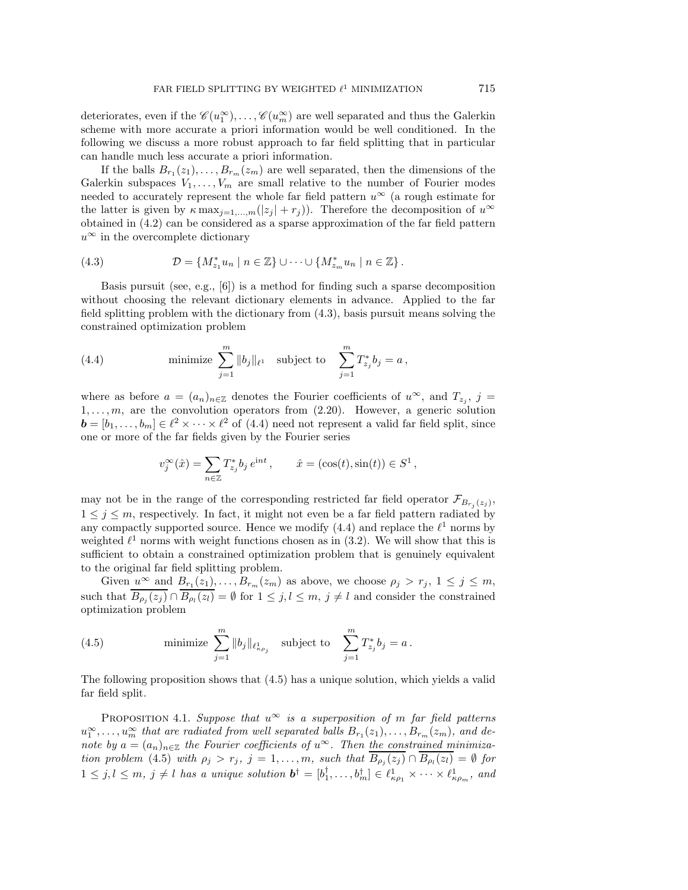deteriorates, even if the $\mathscr{C}(u_1^\infty), \dots, \mathscr{C}(u_m^\infty)$ are well separated and thus the Galerkin scheme with more accurate a priori information would be well conditioned. In the following we discuss a more robust approach to far field splitting that in particular can handle much less accurate a priori information.

If the balls $B_{r_1}(z_1), \dots, B_{r_m}(z_m)$ are well separated, then the dimensions of the Galerkin subspaces $V_1, \dots, V_m$ are small relative to the number of Fourier modes needed to accurately represent the whole far field pattern $u^\infty$ (a rough estimate for the latter is given by $\kappa \max_{j=1,\dots,m}(|z_j| + r_j)$). Therefore the decomposition of $u^\infty$ obtained in (4.2) can be considered as a sparse approximation of the far field pattern $u^\infty$ in the overcomplete dictionary

$$\mathcal{D} = \{ M_{z_1}^* u_n \mid n \in \mathbb{Z} \} \cup \dots \cup \{ M_{z_m}^* u_n \mid n \in \mathbb{Z} \} . \tag{4.3}$$

Basis pursuit (see, e.g., [6]) is a method for finding such a sparse decomposition without choosing the relevant dictionary elements in advance. Applied to the far field splitting problem with the dictionary from (4.3), basis pursuit means solving the constrained optimization problem

$$\text{minimize } \sum_{j=1}^m \|b_j\|_{\ell^1} \quad \text{subject to} \quad \sum_{j=1}^m T_{z_j}^* b_j = a \,, \tag{4.4}$$

where as before $a = (a_n)_{n\in\mathbb{Z}}$ denotes the Fourier coefficients of $u^\infty$, and $T_{z_j}$, $j = 1, \dots, m$, are the convolution operators from (2.20). However, a generic solution $\boldsymbol{b} = [b_1, \dots, b_m] \in \ell^2 \times \dots \times \ell^2$ of (4.4) need not represent a valid far field split, since one or more of the far fields given by the Fourier series

$$v_j^\infty(\hat{x}) = \sum_{n\in\mathbb{Z}} T_{z_j}^* b_j \, e^{int} \,, \qquad \hat{x} = (\cos(t), \sin(t)) \in S^1 \,,$$

may not be in the range of the corresponding restricted far field operator $\mathcal{F}_{B_{r_j}(z_j)}$, $1 \le j \le m$, respectively. In fact, it might not even be a far field pattern radiated by any compactly supported source. Hence we modify (4.4) and replace the $\ell^1$ norms by weighted $\ell^1$ norms with weight functions chosen as in (3.2). We will show that this is sufficient to obtain a constrained optimization problem that is genuinely equivalent to the original far field splitting problem.

Given $u^\infty$ and $B_{r_1}(z_1), \dots, B_{r_m}(z_m)$ as above, we choose $\rho_j > r_j$, $1 \le j \le m$, such that $\overline{B_{\rho_j}(z_j)} \cap \overline{B_{\rho_l}(z_l)} = \emptyset$ for $1 \le j, l \le m$, $j \ne l$ and consider the constrained optimization problem

$$\text{minimize } \sum_{j=1}^m \|b_j\|_{\ell^1_{\kappa\rho_j}} \quad \text{subject to} \quad \sum_{j=1}^m T_{z_j}^* b_j = a \,. \tag{4.5}$$

The following proposition shows that (4.5) has a unique solution, which yields a valid far field split.

Proposition 4.1. *Suppose that $u^\infty$ is a superposition of $m$ far field patterns $u_1^\infty, \dots, u_m^\infty$ that are radiated from well separated balls $B_{r_1}(z_1), \dots, B_{r_m}(z_m)$, and denote by $a = (a_n)_{n\in\mathbb{Z}}$ the Fourier coefficients of $u^\infty$. Then the constrained minimization problem (4.5) with $\rho_j > r_j$, $j = 1, \dots, m$, such that $\overline{B_{\rho_j}(z_j)} \cap \overline{B_{\rho_l}(z_l)} = \emptyset$ for $1 \le j, l \le m$, $j \ne l$ has a unique solution $\boldsymbol{b}^\dagger = [b_1^\dagger, \dots, b_m^\dagger] \in \ell^1_{\kappa\rho_1} \times \dots \times \ell^1_{\kappa\rho_m}$, and*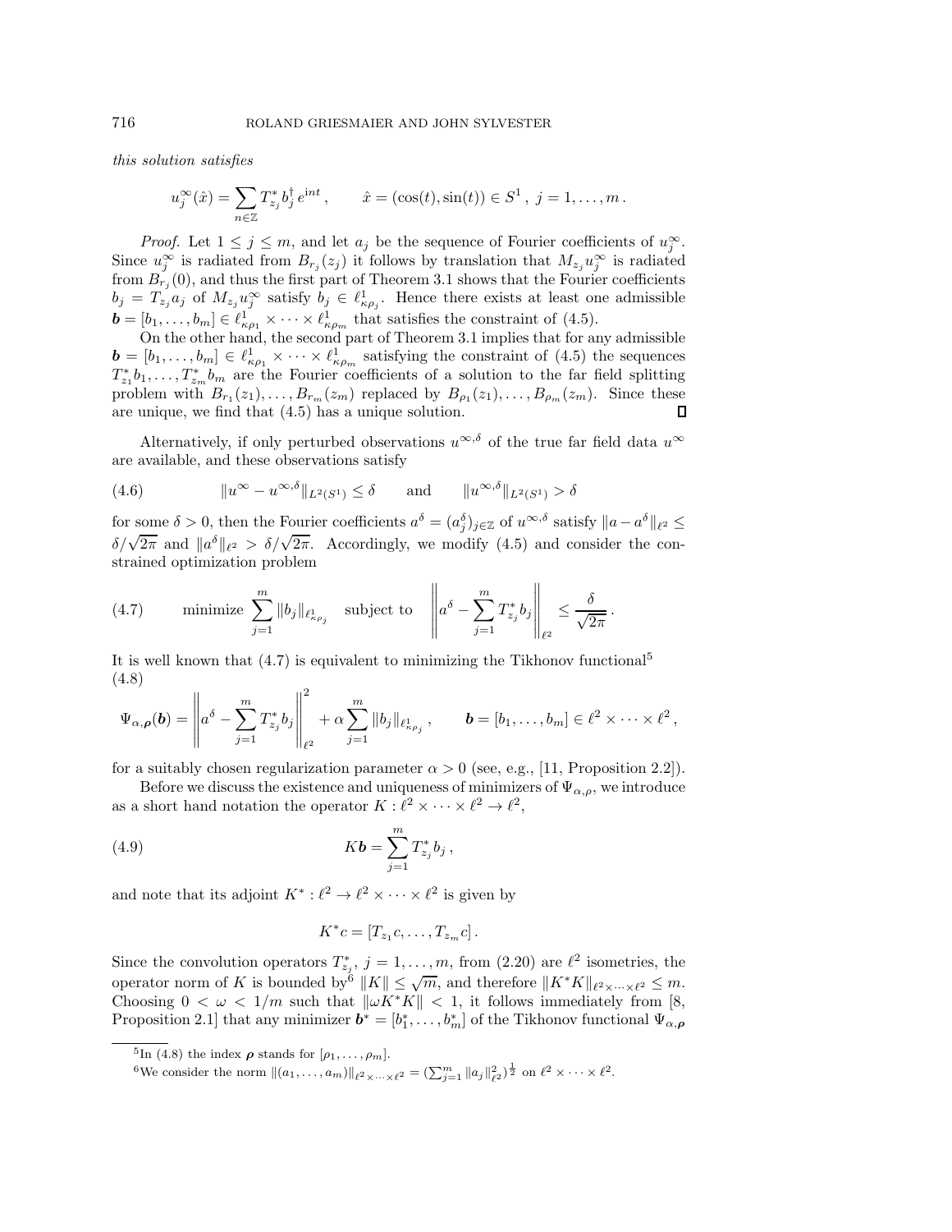*this solution satisfies*

$$u_j^\infty(\hat{x}) = \sum_{n\in\mathbb{Z}} T_{z_j}^* b_j^\dagger e^{\mathrm{i}nt}\,, \qquad \hat{x} = (\cos(t),\sin(t)) \in S^1\,,\ j = 1,\dots,m\,.$$

*Proof.* Let $1 \le j \le m$, and let $a_j$ be the sequence of Fourier coefficients of $u_j^\infty$. Since $u_j^\infty$ is radiated from $B_{r_j}(z_j)$ it follows by translation that $M_{z_j} u_j^\infty$ is radiated from $B_{r_j}(0)$, and thus the first part of Theorem 3.1 shows that the Fourier coefficients $b_j = T_{z_j} a_j$ of $M_{z_j} u_j^\infty$ satisfy $b_j \in \ell^1_{\kappa\rho_j}$. Hence there exists at least one admissible $\boldsymbol{b} = [b_1,\dots,b_m] \in \ell^1_{\kappa\rho_1} \times \cdots \times \ell^1_{\kappa\rho_m}$ that satisfies the constraint of (4.5).

On the other hand, the second part of Theorem 3.1 implies that for any admissible $\boldsymbol{b} = [b_1,\dots,b_m] \in \ell^1_{\kappa\rho_1} \times \cdots \times \ell^1_{\kappa\rho_m}$ satisfying the constraint of (4.5) the sequences $T_{z_1}^* b_1,\dots,T_{z_m}^* b_m$ are the Fourier coefficients of a solution to the far field splitting problem with $B_{r_1}(z_1),\dots,B_{r_m}(z_m)$ replaced by $B_{\rho_1}(z_1),\dots,B_{\rho_m}(z_m)$. Since these are unique, we find that (4.5) has a unique solution. ∎

Alternatively, if only perturbed observations $u^{\infty,\delta}$ of the true far field data $u^\infty$ are available, and these observations satisfy

$$\|u^\infty - u^{\infty,\delta}\|_{L^2(S^1)} \le \delta \qquad \text{and} \qquad \|u^{\infty,\delta}\|_{L^2(S^1)} > \delta \tag{4.6}$$

for some $\delta > 0$, then the Fourier coefficients $a^\delta = (a_j^\delta)_{j\in\mathbb{Z}}$ of $u^{\infty,\delta}$ satisfy $\|a - a^\delta\|_{\ell^2} \le \delta/\sqrt{2\pi}$ and $\|a^\delta\|_{\ell^2} > \delta/\sqrt{2\pi}$. Accordingly, we modify (4.5) and consider the constrained optimization problem

$$\text{minimize } \sum_{j=1}^m \|b_j\|_{\ell^1_{\kappa\rho_j}} \quad \text{subject to} \quad \left\| a^\delta - \sum_{j=1}^m T_{z_j}^* b_j \right\|_{\ell^2} \le \frac{\delta}{\sqrt{2\pi}}\,. \tag{4.7}$$

It is well known that (4.7) is equivalent to minimizing the Tikhonov functional[5]

$$\Psi_{\alpha,\boldsymbol{\rho}}(\boldsymbol{b}) = \left\| a^\delta - \sum_{j=1}^m T_{z_j}^* b_j \right\|_{\ell^2}^2 + \alpha \sum_{j=1}^m \|b_j\|_{\ell^1_{\kappa\rho_j}}\,, \qquad \boldsymbol{b} = [b_1,\dots,b_m] \in \ell^2 \times \cdots \times \ell^2\,, \tag{4.8}$$

for a suitably chosen regularization parameter $\alpha > 0$ (see, e.g., [11, Proposition 2.2]).

Before we discuss the existence and uniqueness of minimizers of $\Psi_{\alpha,\rho}$, we introduce as a short hand notation the operator $K : \ell^2 \times \cdots \times \ell^2 \to \ell^2$,

$$K\boldsymbol{b} = \sum_{j=1}^m T_{z_j}^* b_j\,, \tag{4.9}$$

and note that its adjoint $K^* : \ell^2 \to \ell^2 \times \cdots \times \ell^2$ is given by

$$K^* c = [T_{z_1} c,\dots,T_{z_m} c]\,.$$

Since the convolution operators $T_{z_j}^*$, $j = 1,\dots,m$, from (2.20) are $\ell^2$ isometries, the operator norm of $K$ is bounded by[6] $\|K\| \le \sqrt{m}$, and therefore $\|K^*K\|_{\ell^2\times\cdots\times\ell^2} \le m$. Choosing $0 < \omega < 1/m$ such that $\|\omega K^*K\| < 1$, it follows immediately from [8, Proposition 2.1] that any minimizer $\boldsymbol{b}^* = [b_1^*,\dots,b_m^*]$ of the Tikhonov functional $\Psi_{\alpha,\boldsymbol{\rho}}$

---

[5] In (4.8) the index $\boldsymbol{\rho}$ stands for $[\rho_1,\dots,\rho_m]$.

[6] We consider the norm $\|(a_1,\dots,a_m)\|_{\ell^2\times\cdots\times\ell^2} = (\sum_{j=1}^m \|a_j\|_{\ell^2}^2)^{\frac{1}{2}}$ on $\ell^2 \times \cdots \times \ell^2$.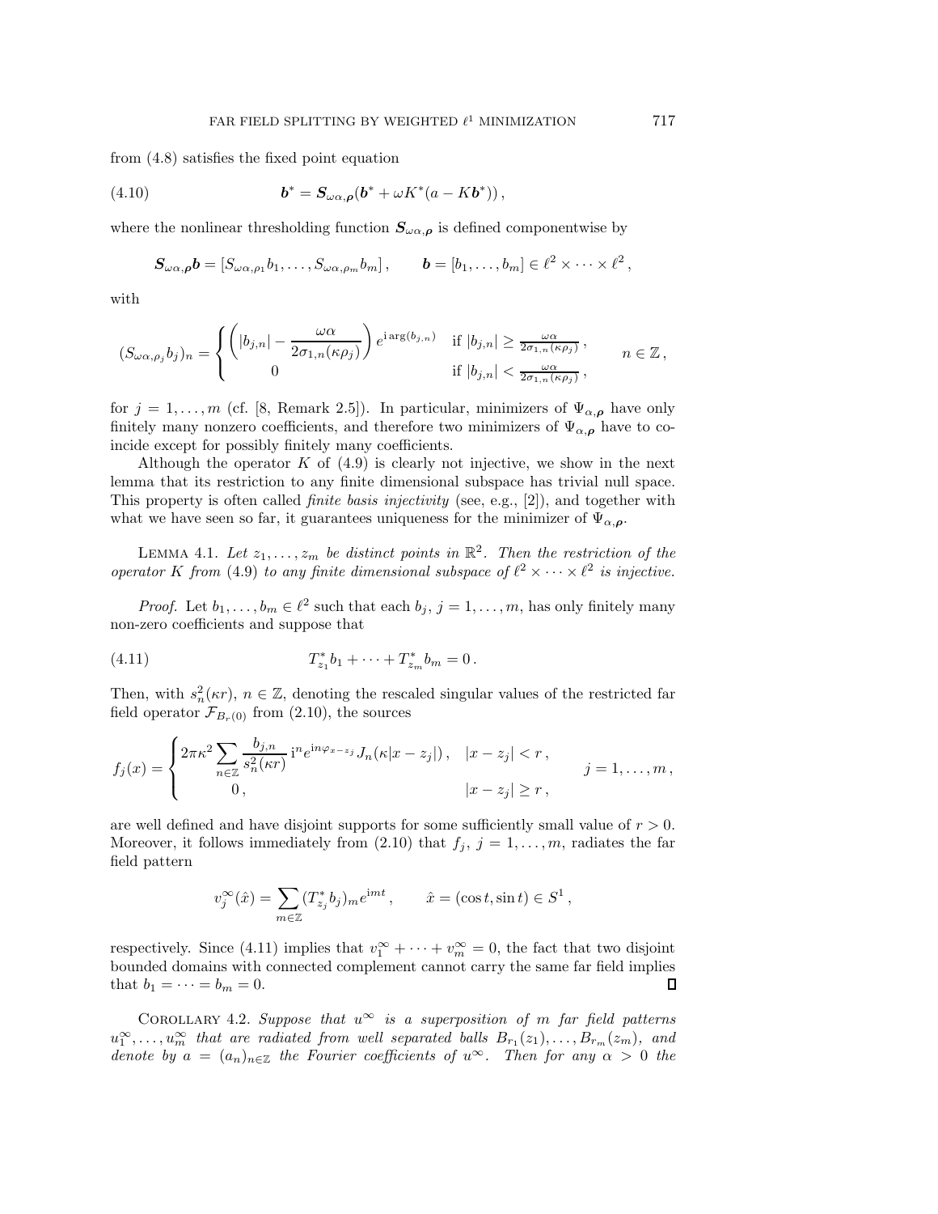from (4.8) satisfies the fixed point equation

$$\boldsymbol{b}^* = \boldsymbol{S}_{\omega\alpha,\boldsymbol{\rho}}(\boldsymbol{b}^* + \omega K^*(a - K\boldsymbol{b}^*))\,, \tag{4.10}$$

where the nonlinear thresholding function $\boldsymbol{S}_{\omega\alpha,\boldsymbol{\rho}}$ is defined componentwise by

$$\boldsymbol{S}_{\omega\alpha,\boldsymbol{\rho}}\boldsymbol{b} = [S_{\omega\alpha,\rho_1}b_1, \ldots, S_{\omega\alpha,\rho_m}b_m]\,, \qquad \boldsymbol{b} = [b_1, \ldots, b_m] \in \ell^2 \times \cdots \times \ell^2\,,$$

with

$$(S_{\omega\alpha,\rho_j}b_j)_n = \begin{cases} \left(|b_{j,n}| - \dfrac{\omega\alpha}{2\sigma_{1,n}(\kappa\rho_j)}\right) e^{\mathrm{i}\arg(b_{j,n})} & \text{if } |b_{j,n}| \geq \frac{\omega\alpha}{2\sigma_{1,n}(\kappa\rho_j)}\,, \\ 0 & \text{if } |b_{j,n}| < \frac{\omega\alpha}{2\sigma_{1,n}(\kappa\rho_j)}\,, \end{cases} \qquad n \in \mathbb{Z}\,,$$

for $j = 1, \ldots, m$ (cf. [8, Remark 2.5]). In particular, minimizers of $\Psi_{\alpha,\boldsymbol{\rho}}$ have only finitely many nonzero coefficients, and therefore two minimizers of $\Psi_{\alpha,\boldsymbol{\rho}}$ have to coincide except for possibly finitely many coefficients.

Although the operator $K$ of (4.9) is clearly not injective, we show in the next lemma that its restriction to any finite dimensional subspace has trivial null space. This property is often called *finite basis injectivity* (see, e.g., [2]), and together with what we have seen so far, it guarantees uniqueness for the minimizer of $\Psi_{\alpha,\boldsymbol{\rho}}$.

LEMMA 4.1. *Let $z_1, \ldots, z_m$ be distinct points in $\mathbb{R}^2$. Then the restriction of the operator $K$ from* (4.9) *to any finite dimensional subspace of $\ell^2 \times \cdots \times \ell^2$ is injective.*

*Proof.* Let $b_1, \ldots, b_m \in \ell^2$ such that each $b_j$, $j = 1, \ldots, m$, has only finitely many non-zero coefficients and suppose that

$$T^*_{z_1}b_1 + \cdots + T^*_{z_m}b_m = 0\,. \tag{4.11}$$

Then, with $s_n^2(\kappa r)$, $n \in \mathbb{Z}$, denoting the rescaled singular values of the restricted far field operator $\mathcal{F}_{B_r(0)}$ from (2.10), the sources

$$f_j(x) = \begin{cases} 2\pi\kappa^2 \displaystyle\sum_{n\in\mathbb{Z}} \frac{b_{j,n}}{s_n^2(\kappa r)}\, \mathrm{i}^n e^{\mathrm{i}n\varphi_{x-z_j}} J_n(\kappa|x - z_j|)\,, & |x - z_j| < r\,, \\ 0\,, & |x - z_j| \geq r\,, \end{cases} \qquad j = 1, \ldots, m\,,$$

are well defined and have disjoint supports for some sufficiently small value of $r > 0$. Moreover, it follows immediately from (2.10) that $f_j$, $j = 1, \ldots, m$, radiates the far field pattern

$$v_j^\infty(\hat{x}) = \sum_{m\in\mathbb{Z}} (T^*_{z_j}b_j)_m e^{\mathrm{i}mt}\,, \qquad \hat{x} = (\cos t, \sin t) \in S^1\,,$$

respectively. Since (4.11) implies that $v_1^\infty + \cdots + v_m^\infty = 0$, the fact that two disjoint bounded domains with connected complement cannot carry the same far field implies that $b_1 = \cdots = b_m = 0$. ∎

COROLLARY 4.2. *Suppose that $u^\infty$ is a superposition of $m$ far field patterns $u_1^\infty, \ldots, u_m^\infty$ that are radiated from well separated balls $B_{r_1}(z_1), \ldots, B_{r_m}(z_m)$, and denote by $a = (a_n)_{n\in\mathbb{Z}}$ the Fourier coefficients of $u^\infty$. Then for any $\alpha > 0$ the*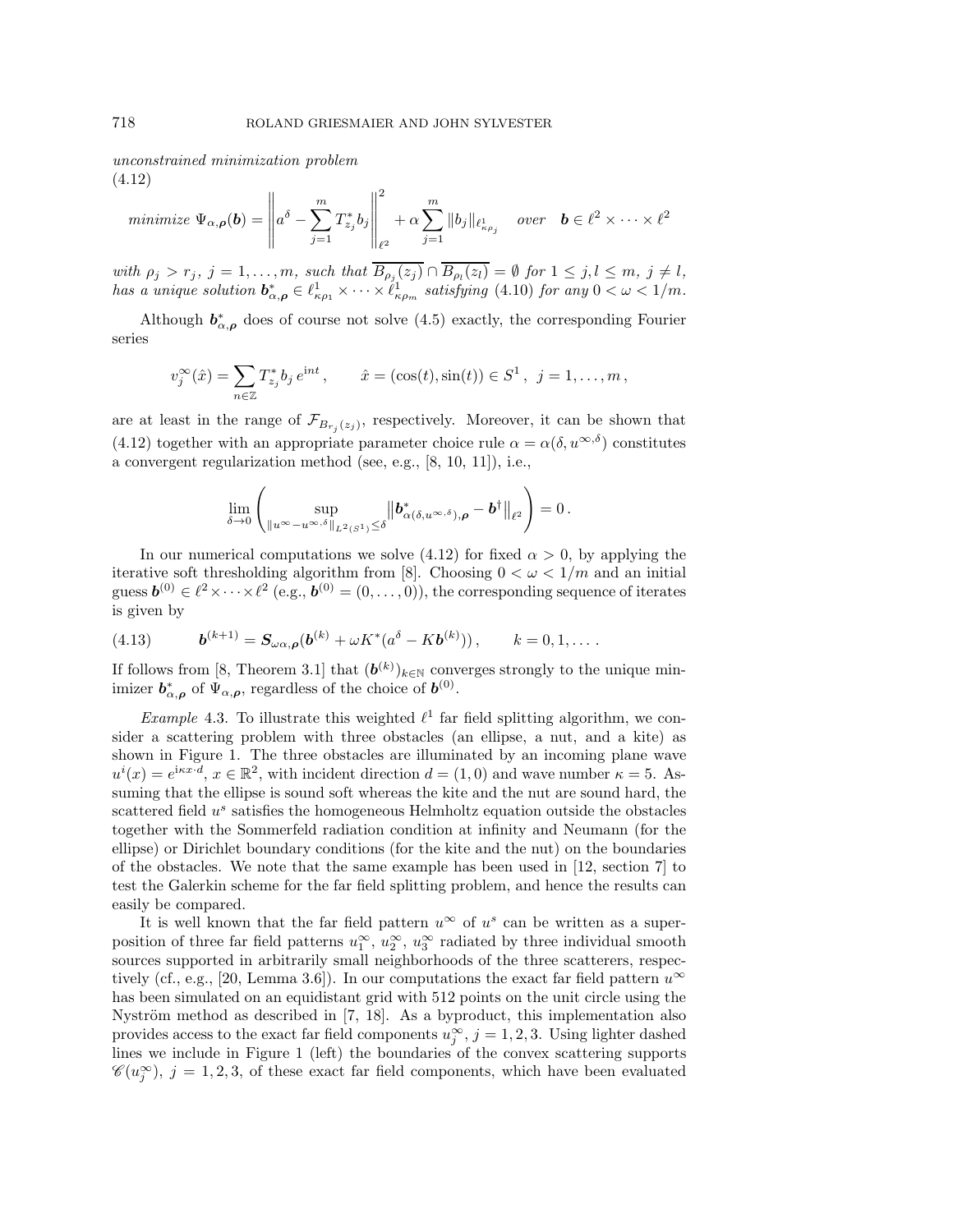*unconstrained minimization problem*

(4.12)

$$\text{minimize } \Psi_{\alpha,\boldsymbol{\rho}}(\boldsymbol{b}) = \left\| a^\delta - \sum_{j=1}^m T_{z_j}^* b_j \right\|_{\ell^2}^2 + \alpha \sum_{j=1}^m \|b_j\|_{\ell^1_{\kappa\rho_j}} \quad \text{over} \quad \boldsymbol{b} \in \ell^2 \times \cdots \times \ell^2$$

*with* $\rho_j > r_j$, $j = 1, \ldots, m$, *such that* $\overline{B_{\rho_j}(z_j)} \cap \overline{B_{\rho_l}(z_l)} = \emptyset$ *for* $1 \le j, l \le m$, $j \ne l$, *has a unique solution* $\boldsymbol{b}_{\alpha,\boldsymbol{\rho}}^* \in \ell^1_{\kappa\rho_1} \times \cdots \times \ell^1_{\kappa\rho_m}$ *satisfying* (4.10) *for any* $0 < \omega < 1/m$.

Although $\boldsymbol{b}_{\alpha,\boldsymbol{\rho}}^*$ does of course not solve (4.5) exactly, the corresponding Fourier series

$$v_j^\infty(\hat{x}) = \sum_{n \in \mathbb{Z}} T_{z_j}^* b_j \, e^{int}, \qquad \hat{x} = (\cos(t), \sin(t)) \in S^1, \;\; j = 1, \ldots, m,$$

are at least in the range of $\mathcal{F}_{B_{r_j}(z_j)}$, respectively. Moreover, it can be shown that (4.12) together with an appropriate parameter choice rule $\alpha = \alpha(\delta, u^{\infty,\delta})$ constitutes a convergent regularization method (see, e.g., [8, 10, 11]), i.e.,

$$\lim_{\delta \to 0} \left( \sup_{\|u^\infty - u^{\infty,\delta}\|_{L^2(S^1)} \le \delta} \left\| \boldsymbol{b}_{\alpha(\delta,u^{\infty,\delta}),\boldsymbol{\rho}}^* - \boldsymbol{b}^\dagger \right\|_{\ell^2} \right) = 0 \,.$$

In our numerical computations we solve (4.12) for fixed $\alpha > 0$, by applying the iterative soft thresholding algorithm from [8]. Choosing $0 < \omega < 1/m$ and an initial guess $\boldsymbol{b}^{(0)} \in \ell^2 \times \cdots \times \ell^2$ (e.g., $\boldsymbol{b}^{(0)} = (0, \ldots, 0)$), the corresponding sequence of iterates is given by

$$\boldsymbol{b}^{(k+1)} = \boldsymbol{S}_{\omega\alpha,\boldsymbol{\rho}}(\boldsymbol{b}^{(k)} + \omega K^*(a^\delta - K\boldsymbol{b}^{(k)})) \,, \qquad k = 0, 1, \ldots \,. \tag{4.13}$$

If follows from [8, Theorem 3.1] that $(\boldsymbol{b}^{(k)})_{k \in \mathbb{N}}$ converges strongly to the unique minimizer $\boldsymbol{b}_{\alpha,\boldsymbol{\rho}}^*$ of $\Psi_{\alpha,\boldsymbol{\rho}}$, regardless of the choice of $\boldsymbol{b}^{(0)}$.

*Example* 4.3. To illustrate this weighted $\ell^1$ far field splitting algorithm, we consider a scattering problem with three obstacles (an ellipse, a nut, and a kite) as shown in Figure 1. The three obstacles are illuminated by an incoming plane wave $u^i(x) = e^{i\kappa x \cdot d}$, $x \in \mathbb{R}^2$, with incident direction $d = (1, 0)$ and wave number $\kappa = 5$. Assuming that the ellipse is sound soft whereas the kite and the nut are sound hard, the scattered field $u^s$ satisfies the homogeneous Helmholtz equation outside the obstacles together with the Sommerfeld radiation condition at infinity and Neumann (for the ellipse) or Dirichlet boundary conditions (for the kite and the nut) on the boundaries of the obstacles. We note that the same example has been used in [12, section 7] to test the Galerkin scheme for the far field splitting problem, and hence the results can easily be compared.

It is well known that the far field pattern $u^\infty$ of $u^s$ can be written as a superposition of three far field patterns $u_1^\infty$, $u_2^\infty$, $u_3^\infty$ radiated by three individual smooth sources supported in arbitrarily small neighborhoods of the three scatterers, respectively (cf., e.g., [20, Lemma 3.6]). In our computations the exact far field pattern $u^\infty$ has been simulated on an equidistant grid with 512 points on the unit circle using the Nyström method as described in [7, 18]. As a byproduct, this implementation also provides access to the exact far field components $u_j^\infty$, $j = 1, 2, 3$. Using lighter dashed lines we include in Figure 1 (left) the boundaries of the convex scattering supports $\mathscr{C}(u_j^\infty)$, $j = 1, 2, 3$, of these exact far field components, which have been evaluated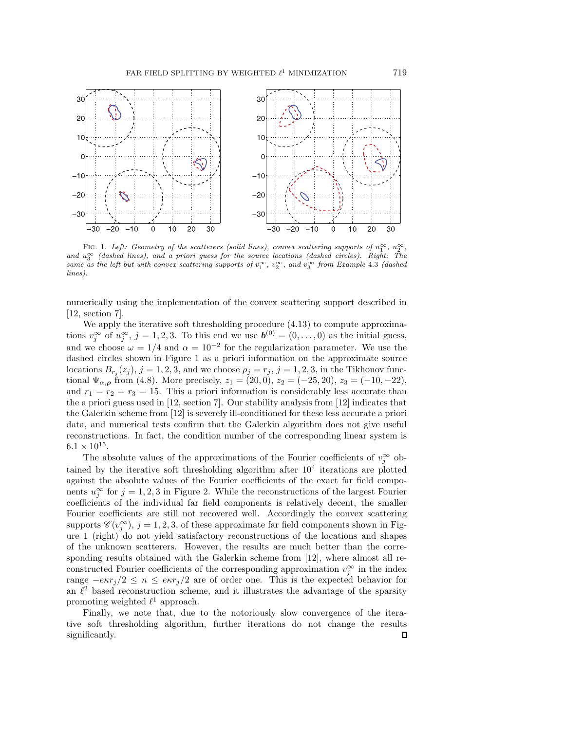FIG. 1. *Left: Geometry of the scatterers (solid lines), convex scattering supports of $u_1^\infty$, $u_2^\infty$, and $u_3^\infty$ (dashed lines), and a priori guess for the source locations (dashed circles). Right: The same as the left but with convex scattering supports of $v_1^\infty$, $v_2^\infty$, and $v_3^\infty$ from Example 4.3 (dashed lines).*

numerically using the implementation of the convex scattering support described in [12, section 7].

We apply the iterative soft thresholding procedure (4.13) to compute approximations $v_j^\infty$ of $u_j^\infty$, $j = 1, 2, 3$. To this end we use $\boldsymbol{b}^{(0)} = (0, \ldots, 0)$ as the initial guess, and we choose $\omega = 1/4$ and $\alpha = 10^{-2}$ for the regularization parameter. We use the dashed circles shown in Figure 1 as a priori information on the approximate source locations $B_{r_j}(z_j)$, $j = 1, 2, 3$, and we choose $\rho_j = r_j$, $j = 1, 2, 3$, in the Tikhonov functional $\Psi_{\alpha,\boldsymbol{\rho}}$ from (4.8). More precisely, $z_1 = (20, 0)$, $z_2 = (-25, 20)$, $z_3 = (-10, -22)$, and $r_1 = r_2 = r_3 = 15$. This a priori information is considerably less accurate than the a priori guess used in [12, section 7]. Our stability analysis from [12] indicates that the Galerkin scheme from [12] is severely ill-conditioned for these less accurate a priori data, and numerical tests confirm that the Galerkin algorithm does not give useful reconstructions. In fact, the condition number of the corresponding linear system is $6.1 \times 10^{15}$.

The absolute values of the approximations of the Fourier coefficients of $v_j^\infty$ obtained by the iterative soft thresholding algorithm after $10^4$ iterations are plotted against the absolute values of the Fourier coefficients of the exact far field components $u_j^\infty$ for $j = 1, 2, 3$ in Figure 2. While the reconstructions of the largest Fourier coefficients of the individual far field components is relatively decent, the smaller Fourier coefficients are still not recovered well. Accordingly the convex scattering supports $\mathscr{C}(v_j^\infty)$, $j = 1, 2, 3$, of these approximate far field components shown in Figure 1 (right) do not yield satisfactory reconstructions of the locations and shapes of the unknown scatterers. However, the results are much better than the corresponding results obtained with the Galerkin scheme from [12], where almost all reconstructed Fourier coefficients of the corresponding approximation $v_j^\infty$ in the index range $-e\kappa r_j/2 \leq n \leq e\kappa r_j/2$ are of order one. This is the expected behavior for an $\ell^2$ based reconstruction scheme, and it illustrates the advantage of the sparsity promoting weighted $\ell^1$ approach.

Finally, we note that, due to the notoriously slow convergence of the iterative soft thresholding algorithm, further iterations do not change the results significantly. ◻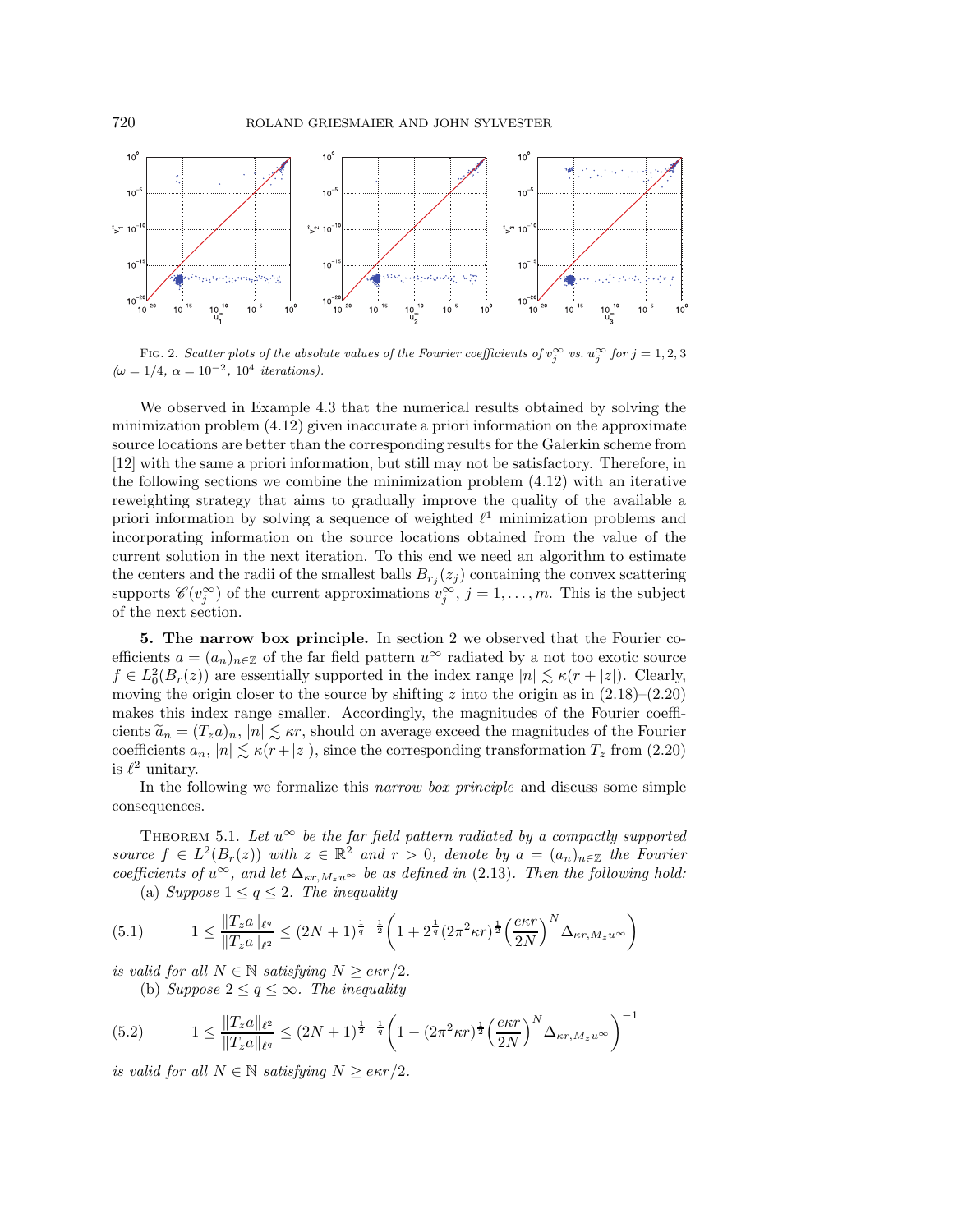FIG. 2. *Scatter plots of the absolute values of the Fourier coefficients of $v_j^\infty$ vs. $u_j^\infty$ for $j = 1, 2, 3$ ($\omega = 1/4$, $\alpha = 10^{-2}$, $10^4$ iterations).*

We observed in Example 4.3 that the numerical results obtained by solving the minimization problem (4.12) given inaccurate a priori information on the approximate source locations are better than the corresponding results for the Galerkin scheme from [12] with the same a priori information, but still may not be satisfactory. Therefore, in the following sections we combine the minimization problem (4.12) with an iterative reweighting strategy that aims to gradually improve the quality of the available a priori information by solving a sequence of weighted $\ell^1$ minimization problems and incorporating information on the source locations obtained from the value of the current solution in the next iteration. To this end we need an algorithm to estimate the centers and the radii of the smallest balls $B_{r_j}(z_j)$ containing the convex scattering supports $\mathscr{C}(v_j^\infty)$ of the current approximations $v_j^\infty$, $j = 1, \ldots, m$. This is the subject of the next section.

## 5. The narrow box principle.

In section 2 we observed that the Fourier coefficients $a = (a_n)_{n\in\mathbb{Z}}$ of the far field pattern $u^\infty$ radiated by a not too exotic source $f \in L_0^2(B_r(z))$ are essentially supported in the index range $|n| \lesssim \kappa(r + |z|)$. Clearly, moving the origin closer to the source by shifting $z$ into the origin as in (2.18)–(2.20) makes this index range smaller. Accordingly, the magnitudes of the Fourier coefficients $\widetilde{a}_n = (T_z a)_n$, $|n| \lesssim \kappa r$, should on average exceed the magnitudes of the Fourier coefficients $a_n$, $|n| \lesssim \kappa(r+|z|)$, since the corresponding transformation $T_z$ from (2.20) is $\ell^2$ unitary.

In the following we formalize this *narrow box principle* and discuss some simple consequences.

THEOREM 5.1. *Let $u^\infty$ be the far field pattern radiated by a compactly supported source $f \in L^2(B_r(z))$ with $z \in \mathbb{R}^2$ and $r > 0$, denote by $a = (a_n)_{n\in\mathbb{Z}}$ the Fourier coefficients of $u^\infty$, and let $\Delta_{\kappa r, M_z u^\infty}$ be as defined in* (2.13). *Then the following hold:*

(a) *Suppose $1 \le q \le 2$. The inequality*

$$1 \le \frac{\|T_z a\|_{\ell^q}}{\|T_z a\|_{\ell^2}} \le (2N+1)^{\frac{1}{q}-\frac{1}{2}} \left( 1 + 2^{\frac{1}{q}} (2\pi^2 \kappa r)^{\frac{1}{2}} \left(\frac{e\kappa r}{2N}\right)^N \Delta_{\kappa r, M_z u^\infty} \right) \tag{5.1}$$

*is valid for all $N \in \mathbb{N}$ satisfying $N \ge e\kappa r/2$.*

(b) *Suppose $2 \le q \le \infty$. The inequality*

$$1 \le \frac{\|T_z a\|_{\ell^2}}{\|T_z a\|_{\ell^q}} \le (2N+1)^{\frac{1}{2}-\frac{1}{q}} \left( 1 - (2\pi^2 \kappa r)^{\frac{1}{2}} \left(\frac{e\kappa r}{2N}\right)^N \Delta_{\kappa r, M_z u^\infty} \right)^{-1} \tag{5.2}$$

*is valid for all $N \in \mathbb{N}$ satisfying $N \ge e\kappa r/2$.*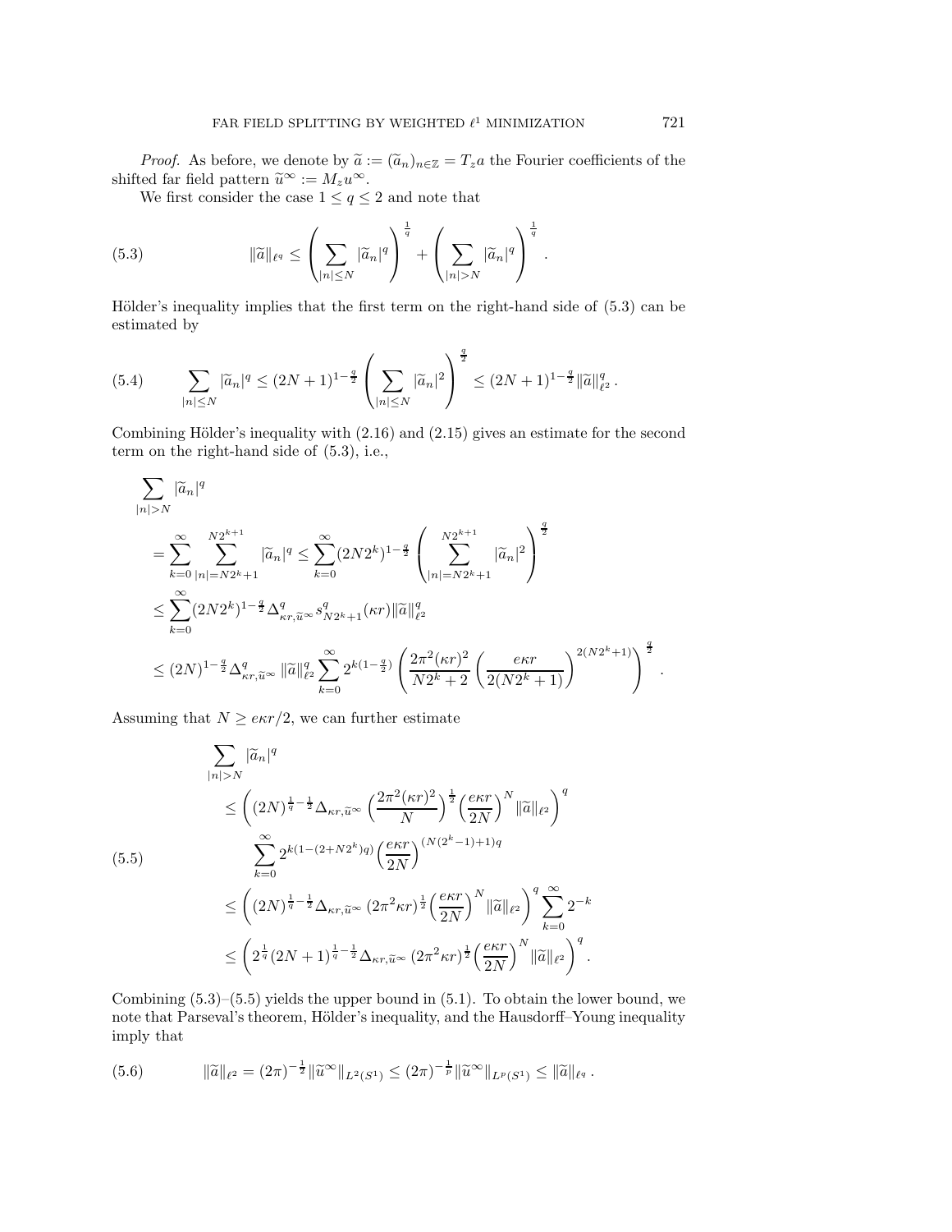*Proof.* As before, we denote by $\widetilde{a} := (\widetilde{a}_n)_{n\in\mathbb{Z}} = T_z a$ the Fourier coefficients of the shifted far field pattern $\widetilde{u}^\infty := M_z u^\infty$.

We first consider the case $1 \le q \le 2$ and note that

$$
\|\widetilde{a}\|_{\ell^q} \le \left( \sum_{|n|\le N} |\widetilde{a}_n|^q \right)^{\frac{1}{q}} + \left( \sum_{|n|>N} |\widetilde{a}_n|^q \right)^{\frac{1}{q}} . \tag{5.3}
$$

Hölder's inequality implies that the first term on the right-hand side of (5.3) can be estimated by

$$
\sum_{|n|\le N} |\widetilde{a}_n|^q \le (2N+1)^{1-\frac{q}{2}} \left( \sum_{|n|\le N} |\widetilde{a}_n|^2 \right)^{\frac{q}{2}} \le (2N+1)^{1-\frac{q}{2}} \|\widetilde{a}\|_{\ell^2}^q . \tag{5.4}
$$

Combining Hölder's inequality with (2.16) and (2.15) gives an estimate for the second term on the right-hand side of (5.3), i.e.,

$$
\begin{aligned}
&\sum_{|n|>N} |\widetilde{a}_n|^q \\
&= \sum_{k=0}^{\infty} \sum_{|n|=N2^k+1}^{N2^{k+1}} |\widetilde{a}_n|^q \le \sum_{k=0}^{\infty} (2N2^k)^{1-\frac{q}{2}} \left( \sum_{|n|=N2^k+1}^{N2^{k+1}} |\widetilde{a}_n|^2 \right)^{\frac{q}{2}} \\
&\le \sum_{k=0}^{\infty} (2N2^k)^{1-\frac{q}{2}} \Delta_{\kappa r, \widetilde{u}^\infty}^q s_{N2^k+1}^q(\kappa r) \|\widetilde{a}\|_{\ell^2}^q \\
&\le (2N)^{1-\frac{q}{2}} \Delta_{\kappa r, \widetilde{u}^\infty}^q \|\widetilde{a}\|_{\ell^2}^q \sum_{k=0}^{\infty} 2^{k(1-\frac{q}{2})} \left( \frac{2\pi^2(\kappa r)^2}{N2^k+2} \left( \frac{e\kappa r}{2(N2^k+1)} \right)^{2(N2^k+1)} \right)^{\frac{q}{2}} .
\end{aligned}
$$

Assuming that $N \ge e\kappa r/2$, we can further estimate

$$
\begin{aligned}
&\sum_{|n|>N} |\widetilde{a}_n|^q \\
&\le \left( (2N)^{\frac{1}{q}-\frac{1}{2}} \Delta_{\kappa r, \widetilde{u}^\infty} \left( \frac{2\pi^2(\kappa r)^2}{N} \right)^{\frac{1}{2}} \left( \frac{e\kappa r}{2N} \right)^N \|\widetilde{a}\|_{\ell^2} \right)^q \\
&\qquad \sum_{k=0}^{\infty} 2^{k(1-(2+N2^k)q)} \left( \frac{e\kappa r}{2N} \right)^{(N(2^k-1)+1)q} \\
&\le \left( (2N)^{\frac{1}{q}-\frac{1}{2}} \Delta_{\kappa r, \widetilde{u}^\infty} \, (2\pi^2\kappa r)^{\frac{1}{2}} \left( \frac{e\kappa r}{2N} \right)^N \|\widetilde{a}\|_{\ell^2} \right)^q \sum_{k=0}^{\infty} 2^{-k} \\
&\le \left( 2^{\frac{1}{q}} (2N+1)^{\frac{1}{q}-\frac{1}{2}} \Delta_{\kappa r, \widetilde{u}^\infty} \, (2\pi^2\kappa r)^{\frac{1}{2}} \left( \frac{e\kappa r}{2N} \right)^N \|\widetilde{a}\|_{\ell^2} \right)^q .
\end{aligned} \tag{5.5}
$$

Combining (5.3)–(5.5) yields the upper bound in (5.1). To obtain the lower bound, we note that Parseval's theorem, Hölder's inequality, and the Hausdorff–Young inequality imply that

$$
\|\widetilde{a}\|_{\ell^2} = (2\pi)^{-\frac{1}{2}} \|\widetilde{u}^\infty\|_{L^2(S^1)} \le (2\pi)^{-\frac{1}{p}} \|\widetilde{u}^\infty\|_{L^p(S^1)} \le \|\widetilde{a}\|_{\ell^q} . \tag{5.6}
$$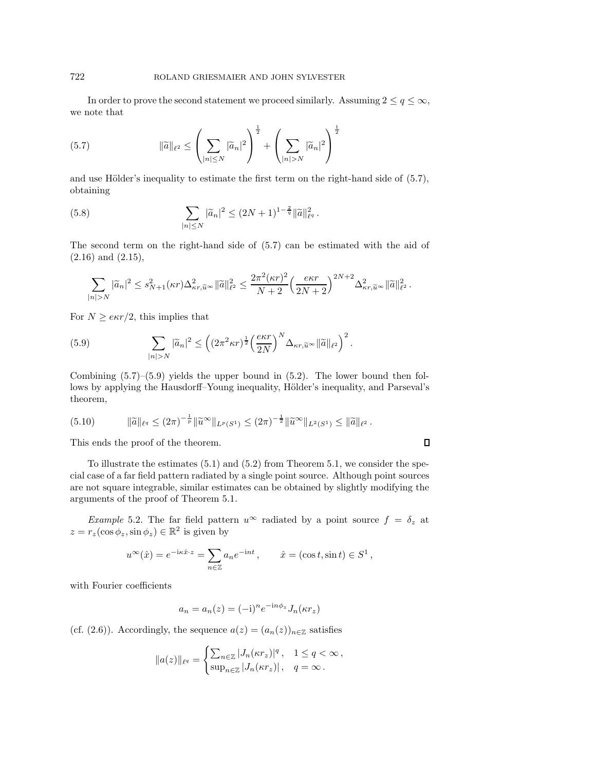In order to prove the second statement we proceed similarly. Assuming $2 \leq q \leq \infty$, we note that

$$\|\widetilde{a}\|_{\ell^2} \leq \left( \sum_{|n| \leq N} |\widetilde{a}_n|^2 \right)^{\frac{1}{2}} + \left( \sum_{|n| > N} |\widetilde{a}_n|^2 \right)^{\frac{1}{2}} \tag{5.7}$$

and use Hölder's inequality to estimate the first term on the right-hand side of (5.7), obtaining

$$\sum_{|n| \leq N} |\widetilde{a}_n|^2 \leq (2N+1)^{1-\frac{2}{q}} \|\widetilde{a}\|_{\ell^q}^2 \,. \tag{5.8}$$

The second term on the right-hand side of (5.7) can be estimated with the aid of (2.16) and (2.15),

$$\sum_{|n|>N} |\widetilde{a}_n|^2 \leq s_{N+1}^2(\kappa r) \Delta_{\kappa r, \widetilde{u}^\infty}^2 \|\widetilde{a}\|_{\ell^2}^2 \leq \frac{2\pi^2 (\kappa r)^2}{N+2} \Big( \frac{e \kappa r}{2N+2} \Big)^{2N+2} \Delta_{\kappa r, \widetilde{u}^\infty}^2 \|\widetilde{a}\|_{\ell^2}^2 \,.$$

For $N \geq e\kappa r/2$, this implies that

$$\sum_{|n|>N} |\widetilde{a}_n|^2 \leq \Big( (2\pi^2 \kappa r)^{\frac{1}{2}} \Big( \frac{e\kappa r}{2N} \Big)^N \Delta_{\kappa r, \widetilde{u}^\infty} \|\widetilde{a}\|_{\ell^2} \Big)^2 \,. \tag{5.9}$$

Combining (5.7)–(5.9) yields the upper bound in (5.2). The lower bound then follows by applying the Hausdorff–Young inequality, Hölder's inequality, and Parseval's theorem,

$$\|\widetilde{a}\|_{\ell^q} \leq (2\pi)^{-\frac{1}{p}} \|\widetilde{u}^\infty\|_{L^p(S^1)} \leq (2\pi)^{-\frac{1}{2}} \|\widetilde{u}^\infty\|_{L^2(S^1)} \leq \|\widetilde{a}\|_{\ell^2} \,. \tag{5.10}$$

This ends the proof of the theorem. $\square$

To illustrate the estimates (5.1) and (5.2) from Theorem 5.1, we consider the special case of a far field pattern radiated by a single point source. Although point sources are not square integrable, similar estimates can be obtained by slightly modifying the arguments of the proof of Theorem 5.1.

*Example* 5.2. The far field pattern $u^\infty$ radiated by a point source $f = \delta_z$ at $z = r_z(\cos\phi_z, \sin\phi_z) \in \mathbb{R}^2$ is given by

$$u^\infty(\hat{x}) = e^{-\mathrm{i}\kappa \hat{x}\cdot z} = \sum_{n\in\mathbb{Z}} a_n e^{-\mathrm{i}nt} \,, \qquad \hat{x} = (\cos t, \sin t) \in S^1 \,,$$

with Fourier coefficients

$$a_n = a_n(z) = (-\mathrm{i})^n e^{-\mathrm{i}n\phi_z} J_n(\kappa r_z)$$

(cf. (2.6)). Accordingly, the sequence $a(z) = (a_n(z))_{n\in\mathbb{Z}}$ satisfies

$$\|a(z)\|_{\ell^q} = \begin{cases} \sum_{n\in\mathbb{Z}} |J_n(\kappa r_z)|^q \,, & 1 \leq q < \infty \,, \\ \sup_{n\in\mathbb{Z}} |J_n(\kappa r_z)| \,, & q = \infty \,. \end{cases}$$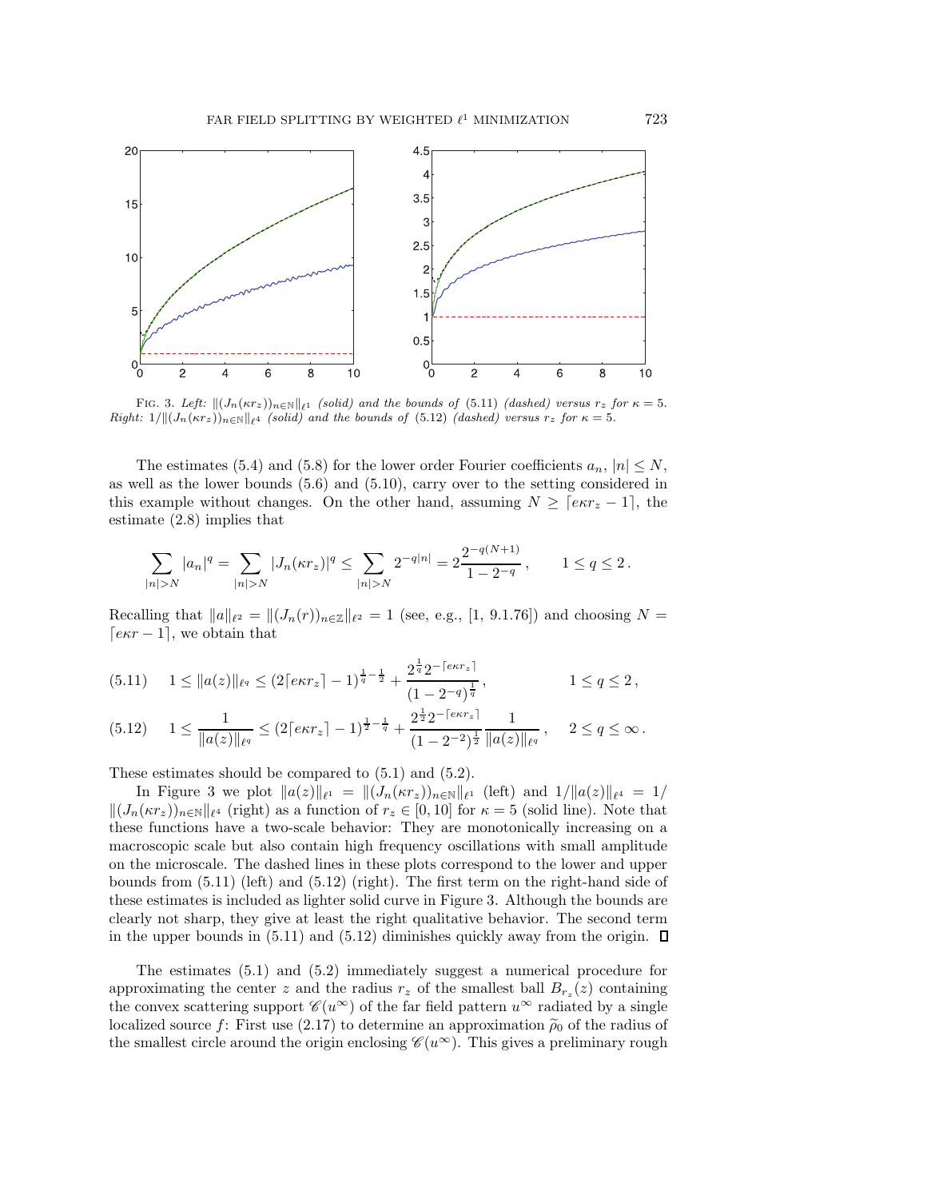FIG. 3. *Left:* $\|(J_n(\kappa r_z))_{n\in\mathbb{N}}\|_{\ell^1}$ *(solid) and the bounds of* (5.11) *(dashed) versus* $r_z$ *for* $\kappa = 5$. *Right:* $1/\|(J_n(\kappa r_z))_{n\in\mathbb{N}}\|_{\ell^4}$ *(solid) and the bounds of* (5.12) *(dashed) versus* $r_z$ *for* $\kappa = 5$.

The estimates (5.4) and (5.8) for the lower order Fourier coefficients $a_n$, $|n| \le N$, as well as the lower bounds (5.6) and (5.10), carry over to the setting considered in this example without changes. On the other hand, assuming $N \ge \lceil e\kappa r_z - 1\rceil$, the estimate (2.8) implies that

$$\sum_{|n|>N} |a_n|^q = \sum_{|n|>N} |J_n(\kappa r_z)|^q \le \sum_{|n|>N} 2^{-q|n|} = 2\frac{2^{-q(N+1)}}{1-2^{-q}}\,, \qquad 1 \le q \le 2\,.$$

Recalling that $\|a\|_{\ell^2} = \|(J_n(r))_{n\in\mathbb{Z}}\|_{\ell^2} = 1$ (see, e.g., [1, 9.1.76]) and choosing $N = \lceil e\kappa r - 1\rceil$, we obtain that

$$1 \le \|a(z)\|_{\ell^q} \le (2\lceil e\kappa r_z\rceil - 1)^{\frac{1}{q}-\frac{1}{2}} + \frac{2^{\frac{1}{q}} 2^{-\lceil e\kappa r_z\rceil}}{(1-2^{-q})^{\frac{1}{q}}}\,, \qquad 1 \le q \le 2\,, \tag{5.11}$$

$$1 \le \frac{1}{\|a(z)\|_{\ell^q}} \le (2\lceil e\kappa r_z\rceil - 1)^{\frac{1}{2}-\frac{1}{q}} + \frac{2^{\frac{1}{2}} 2^{-\lceil e\kappa r_z\rceil}}{(1-2^{-2})^{\frac{1}{2}}}\frac{1}{\|a(z)\|_{\ell^q}}\,, \quad 2 \le q \le \infty\,. \tag{5.12}$$

These estimates should be compared to (5.1) and (5.2).

In Figure 3 we plot $\|a(z)\|_{\ell^1} = \|(J_n(\kappa r_z))_{n\in\mathbb{N}}\|_{\ell^1}$ (left) and $1/\|a(z)\|_{\ell^4} = 1/\|(J_n(\kappa r_z))_{n\in\mathbb{N}}\|_{\ell^4}$ (right) as a function of $r_z \in [0, 10]$ for $\kappa = 5$ (solid line). Note that these functions have a two-scale behavior: They are monotonically increasing on a macroscopic scale but also contain high frequency oscillations with small amplitude on the microscale. The dashed lines in these plots correspond to the lower and upper bounds from (5.11) (left) and (5.12) (right). The first term on the right-hand side of these estimates is included as lighter solid curve in Figure 3. Although the bounds are clearly not sharp, they give at least the right qualitative behavior. The second term in the upper bounds in (5.11) and (5.12) diminishes quickly away from the origin. ☐

The estimates (5.1) and (5.2) immediately suggest a numerical procedure for approximating the center $z$ and the radius $r_z$ of the smallest ball $B_{r_z}(z)$ containing the convex scattering support $\mathscr{C}(u^\infty)$ of the far field pattern $u^\infty$ radiated by a single localized source $f$: First use (2.17) to determine an approximation $\widetilde{\rho}_0$ of the radius of the smallest circle around the origin enclosing $\mathscr{C}(u^\infty)$. This gives a preliminary rough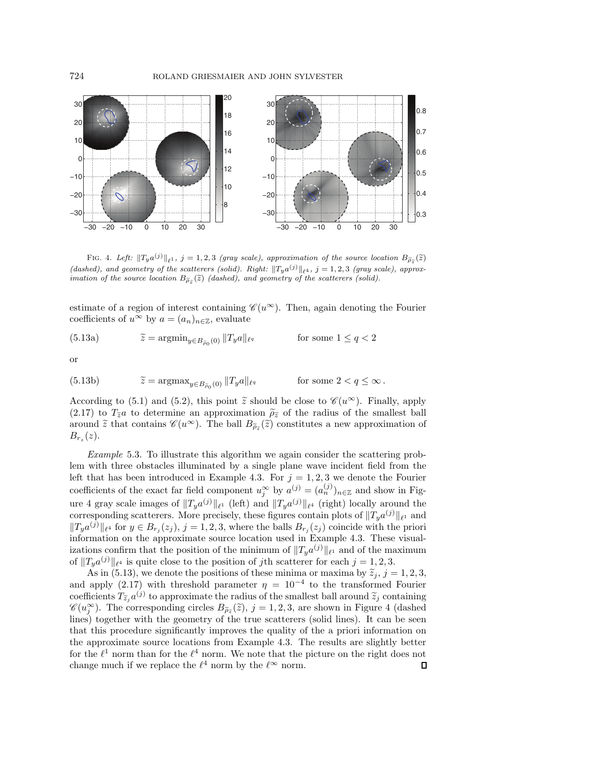FIG. 4. *Left:* $\|T_y a^{(j)}\|_{\ell^1}$, $j = 1, 2, 3$ *(gray scale), approximation of the source location* $B_{\widetilde{\rho}_{\widetilde{z}}}(\widetilde{z})$ *(dashed), and geometry of the scatterers (solid). Right:* $\|T_y a^{(j)}\|_{\ell^4}$, $j = 1, 2, 3$ *(gray scale), approximation of the source location* $B_{\widetilde{\rho}_{\widetilde{z}}}(\widetilde{z})$ *(dashed), and geometry of the scatterers (solid).*

estimate of a region of interest containing $\mathscr{C}(u^\infty)$. Then, again denoting the Fourier coefficients of $u^\infty$ by $a = (a_n)_{n\in\mathbb{Z}}$, evaluate

$$\widetilde{z} = \operatorname{argmin}_{y\in B_{\widetilde{\rho}_0}(0)} \|T_y a\|_{\ell^q} \qquad \text{for some } 1 \leq q < 2 \tag{5.13a}$$

or

$$\widetilde{z} = \operatorname{argmax}_{y\in B_{\widetilde{\rho}_0}(0)} \|T_y a\|_{\ell^q} \qquad \text{for some } 2 < q \leq \infty\,. \tag{5.13b}$$

According to (5.1) and (5.2), this point $\widetilde{z}$ should be close to $\mathscr{C}(u^\infty)$. Finally, apply (2.17) to $T_{\widetilde{z}} a$ to determine an approximation $\widetilde{\rho}_{\widetilde{z}}$ of the radius of the smallest ball around $\widetilde{z}$ that contains $\mathscr{C}(u^\infty)$. The ball $B_{\widetilde{\rho}_{\widetilde{z}}}(\widetilde{z})$ constitutes a new approximation of $B_{r_z}(z)$.

*Example* 5.3. To illustrate this algorithm we again consider the scattering problem with three obstacles illuminated by a single plane wave incident field from the left that has been introduced in Example 4.3. For $j = 1, 2, 3$ we denote the Fourier coefficients of the exact far field component $u_j^\infty$ by $a^{(j)} = (a_n^{(j)})_{n\in\mathbb{Z}}$ and show in Figure 4 gray scale images of $\|T_y a^{(j)}\|_{\ell^1}$ (left) and $\|T_y a^{(j)}\|_{\ell^4}$ (right) locally around the corresponding scatterers. More precisely, these figures contain plots of $\|T_y a^{(j)}\|_{\ell^1}$ and $\|T_y a^{(j)}\|_{\ell^4}$ for $y \in B_{r_j}(z_j)$, $j = 1, 2, 3$, where the balls $B_{r_j}(z_j)$ coincide with the priori information on the approximate source location used in Example 4.3. These visualizations confirm that the position of the minimum of $\|T_y a^{(j)}\|_{\ell^1}$ and of the maximum of $\|T_y a^{(j)}\|_{\ell^4}$ is quite close to the position of $j$th scatterer for each $j = 1, 2, 3$.

As in (5.13), we denote the positions of these minima or maxima by $\widetilde{z}_j$, $j = 1, 2, 3$, and apply (2.17) with threshold parameter $\eta = 10^{-4}$ to the transformed Fourier coefficients $T_{\widetilde{z}_j} a^{(j)}$ to approximate the radius of the smallest ball around $\widetilde{z}_j$ containing $\mathscr{C}(u_j^\infty)$. The corresponding circles $B_{\widetilde{\rho}_{\widetilde{z}}}(\widetilde{z})$, $j = 1, 2, 3$, are shown in Figure 4 (dashed lines) together with the geometry of the true scatterers (solid lines). It can be seen that this procedure significantly improves the quality of the a priori information on the approximate source locations from Example 4.3. The results are slightly better for the $\ell^1$ norm than for the $\ell^4$ norm. We note that the picture on the right does not change much if we replace the $\ell^4$ norm by the $\ell^\infty$ norm. ◻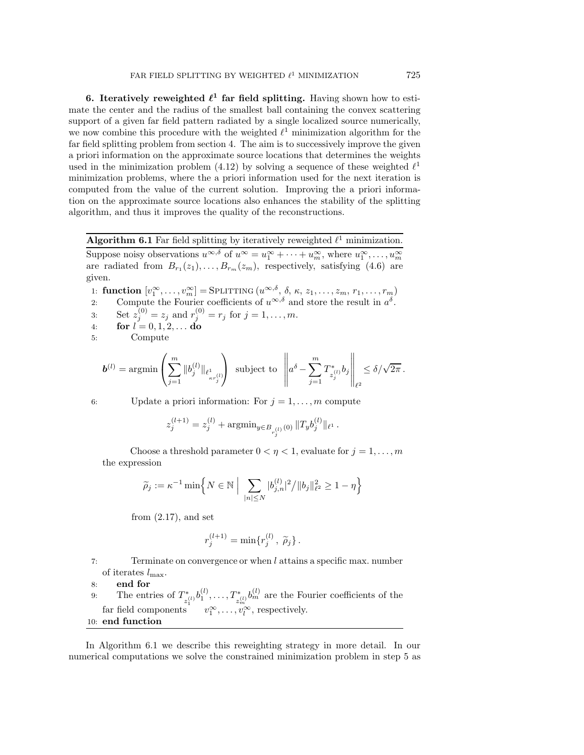## 6. Iteratively reweighted $\ell^1$ far field splitting.

Having shown how to estimate the center and the radius of the smallest ball containing the convex scattering support of a given far field pattern radiated by a single localized source numerically, we now combine this procedure with the weighted $\ell^1$ minimization algorithm for the far field splitting problem from section 4. The aim is to successively improve the given a priori information on the approximate source locations that determines the weights used in the minimization problem (4.12) by solving a sequence of these weighted $\ell^1$ minimization problems, where the a priori information used for the next iteration is computed from the value of the current solution. Improving the a priori information on the approximate source locations also enhances the stability of the splitting algorithm, and thus it improves the quality of the reconstructions.

---

**Algorithm 6.1** Far field splitting by iteratively reweighted $\ell^1$ minimization.

Suppose noisy observations $u^{\infty,\delta}$ of $u^\infty = u_1^\infty + \cdots + u_m^\infty$, where $u_1^\infty, \ldots, u_m^\infty$ are radiated from $B_{r_1}(z_1), \ldots, B_{r_m}(z_m)$, respectively, satisfying (4.6) are given.

1: **function** $[v_1^\infty, \ldots, v_m^\infty] = \text{SPLITTING}\,(u^{\infty,\delta},\, \delta,\, \kappa,\, z_1, \ldots, z_m,\, r_1, \ldots, r_m)$

2: Compute the Fourier coefficients of $u^{\infty,\delta}$ and store the result in $a^\delta$.

3: Set $z_j^{(0)} = z_j$ and $r_j^{(0)} = r_j$ for $j = 1, \ldots, m$.

4: **for** $l = 0, 1, 2, \ldots$ **do**

5: Compute

$$\boldsymbol{b}^{(l)} = \operatorname{argmin}\left(\sum_{j=1}^m \|b_j^{(l)}\|_{\ell^1_{\kappa r_j^{(l)}}}\right) \text{ subject to } \left\| a^\delta - \sum_{j=1}^m T^*_{z_j^{(l)}} b_j \right\|_{\ell^2} \leq \delta/\sqrt{2\pi}\,.$$

6: Update a priori information: For $j = 1, \ldots, m$ compute

$$z_j^{(l+1)} = z_j^{(l)} + \operatorname{argmin}_{y \in B_{r_j^{(l)}}(0)} \|T_y b_j^{(l)}\|_{\ell^1}\,.$$

Choose a threshold parameter $0 < \eta < 1$, evaluate for $j = 1, \ldots, m$ the expression

$$\widetilde{\rho}_j := \kappa^{-1} \min\Big\{N \in \mathbb{N} \;\Big|\; \sum_{|n| \leq N} |b_{j,n}^{(l)}|^2 / \|b_j\|_{\ell^2}^2 \geq 1 - \eta\Big\}$$

from (2.17), and set

$$r_j^{(l+1)} = \min\{r_j^{(l)}\,,\; \widetilde{\rho}_j\}\,.$$

7: Terminate on convergence or when $l$ attains a specific max. number of iterates $l_{\max}$.

8: **end for**

9: The entries of $T^*_{z_1^{(l)}} b_1^{(l)}, \ldots, T^*_{z_m^{(l)}} b_m^{(l)}$ are the Fourier coefficients of the far field components $v_1^\infty, \ldots, v_l^\infty$, respectively.

10: **end function**

---

In Algorithm 6.1 we describe this reweighting strategy in more detail. In our numerical computations we solve the constrained minimization problem in step 5 as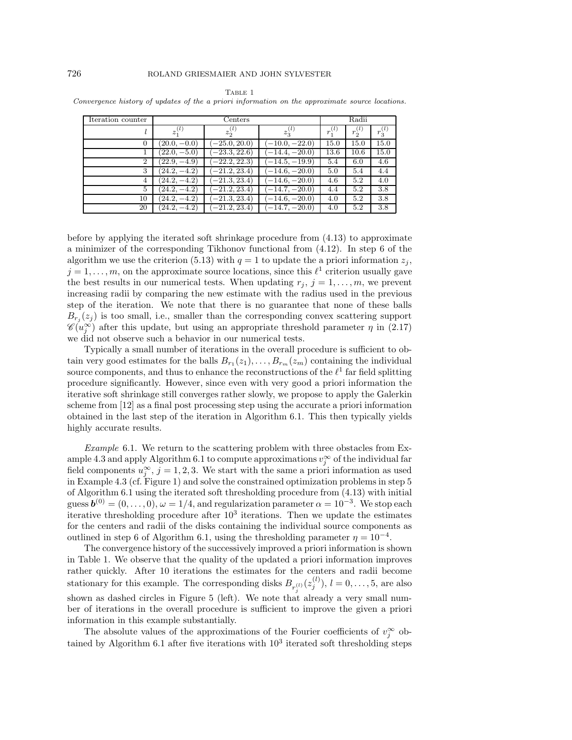Table 1

*Convergence history of updates of the a priori information on the approximate source locations.*

| Iteration counter | Centers | | | Radii | | |
|---|---|---|---|---|---|---|
| $l$ | $z_1^{(l)}$ | $z_2^{(l)}$ | $z_3^{(l)}$ | $r_1^{(l)}$ | $r_2^{(l)}$ | $r_3^{(l)}$ |
| 0 | $(20.0, -0.0)$ | $(-25.0, 20.0)$ | $(-10.0, -22.0)$ | 15.0 | 15.0 | 15.0 |
| 1 | $(22.0, -5.0)$ | $(-23.3, 22.6)$ | $(-14.4, -20.0)$ | 13.6 | 10.6 | 15.0 |
| 2 | $(22.9, -4.9)$ | $(-22.2, 22.3)$ | $(-14.5, -19.9)$ | 5.4 | 6.0 | 4.6 |
| 3 | $(24.2, -4.2)$ | $(-21.2, 23.4)$ | $(-14.6, -20.0)$ | 5.0 | 5.4 | 4.4 |
| 4 | $(24.2, -4.2)$ | $(-21.3, 23.4)$ | $(-14.6, -20.0)$ | 4.6 | 5.2 | 4.0 |
| 5 | $(24.2, -4.2)$ | $(-21.2, 23.4)$ | $(-14.7, -20.0)$ | 4.4 | 5.2 | 3.8 |
| 10 | $(24.2, -4.2)$ | $(-21.3, 23.4)$ | $(-14.6, -20.0)$ | 4.0 | 5.2 | 3.8 |
| 20 | $(24.2, -4.2)$ | $(-21.2, 23.4)$ | $(-14.7, -20.0)$ | 4.0 | 5.2 | 3.8 |

before by applying the iterated soft shrinkage procedure from (4.13) to approximate a minimizer of the corresponding Tikhonov functional from (4.12). In step 6 of the algorithm we use the criterion (5.13) with $q = 1$ to update the a priori information $z_j$, $j = 1, \dots, m$, on the approximate source locations, since this $\ell^1$ criterion usually gave the best results in our numerical tests. When updating $r_j$, $j = 1, \dots, m$, we prevent increasing radii by comparing the new estimate with the radius used in the previous step of the iteration. We note that there is no guarantee that none of these balls $B_{r_j}(z_j)$ is too small, i.e., smaller than the corresponding convex scattering support $\mathscr{C}(u_j^\infty)$ after this update, but using an appropriate threshold parameter $\eta$ in (2.17) we did not observe such a behavior in our numerical tests.

Typically a small number of iterations in the overall procedure is sufficient to obtain very good estimates for the balls $B_{r_1}(z_1), \dots, B_{r_m}(z_m)$ containing the individual source components, and thus to enhance the reconstructions of the $\ell^1$ far field splitting procedure significantly. However, since even with very good a priori information the iterative soft shrinkage still converges rather slowly, we propose to apply the Galerkin scheme from [12] as a final post processing step using the accurate a priori information obtained in the last step of the iteration in Algorithm 6.1. This then typically yields highly accurate results.

*Example* 6.1. We return to the scattering problem with three obstacles from Example 4.3 and apply Algorithm 6.1 to compute approximations $v_j^\infty$ of the individual far field components $u_j^\infty$, $j = 1, 2, 3$. We start with the same a priori information as used in Example 4.3 (cf. Figure 1) and solve the constrained optimization problems in step 5 of Algorithm 6.1 using the iterated soft thresholding procedure from (4.13) with initial guess $\boldsymbol{b}^{(0)} = (0, \dots, 0)$, $\omega = 1/4$, and regularization parameter $\alpha = 10^{-3}$. We stop each iterative thresholding procedure after $10^3$ iterations. Then we update the estimates for the centers and radii of the disks containing the individual source components as outlined in step 6 of Algorithm 6.1, using the thresholding parameter $\eta = 10^{-4}$.

The convergence history of the successively improved a priori information is shown in Table 1. We observe that the quality of the updated a priori information improves rather quickly. After 10 iterations the estimates for the centers and radii become stationary for this example. The corresponding disks $B_{r_j^{(l)}}(z_j^{(l)})$, $l = 0, \dots, 5$, are also shown as dashed circles in Figure 5 (left). We note that already a very small number of iterations in the overall procedure is sufficient to improve the given a priori information in this example substantially.

The absolute values of the approximations of the Fourier coefficients of $v_j^\infty$ obtained by Algorithm 6.1 after five iterations with $10^3$ iterated soft thresholding steps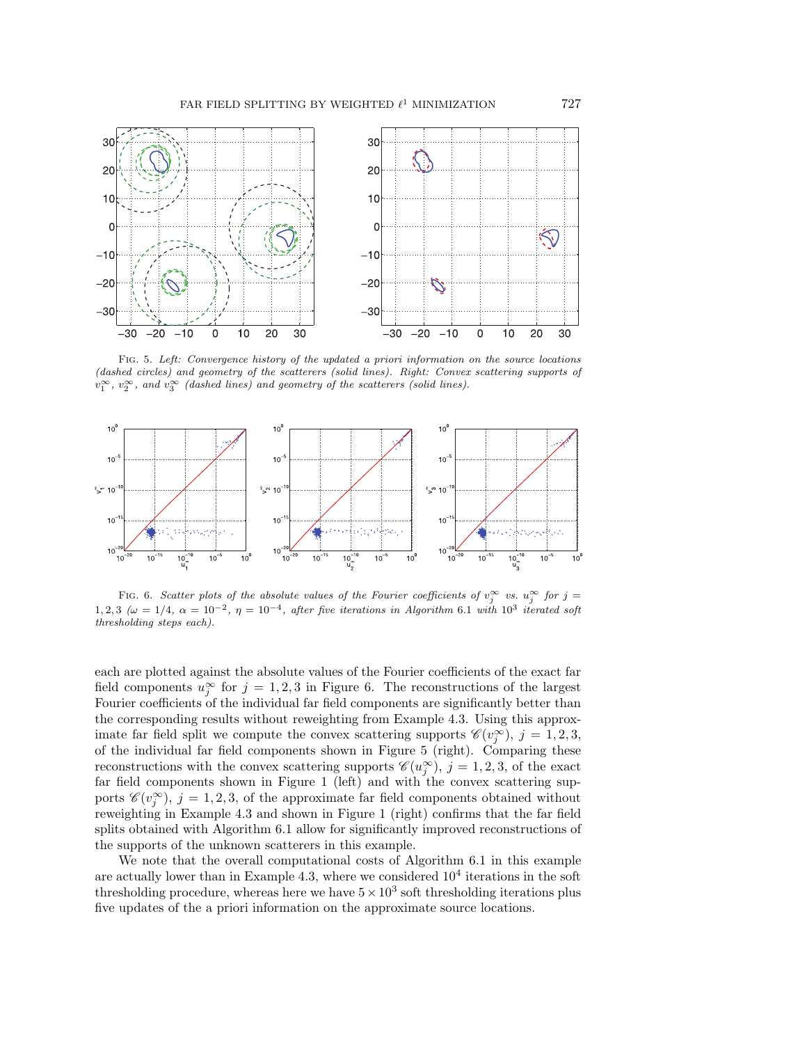FIG. 5. *Left: Convergence history of the updated a priori information on the source locations (dashed circles) and geometry of the scatterers (solid lines). Right: Convex scattering supports of $v_1^\infty$, $v_2^\infty$, and $v_3^\infty$ (dashed lines) and geometry of the scatterers (solid lines).*

FIG. 6. *Scatter plots of the absolute values of the Fourier coefficients of $v_j^\infty$ vs. $u_j^\infty$ for $j = 1, 2, 3$ ($\omega = 1/4$, $\alpha = 10^{-2}$, $\eta = 10^{-4}$, after five iterations in Algorithm* 6.1 *with* $10^3$ *iterated soft thresholding steps each).*

each are plotted against the absolute values of the Fourier coefficients of the exact far field components $u_j^\infty$ for $j = 1, 2, 3$ in Figure 6. The reconstructions of the largest Fourier coefficients of the individual far field components are significantly better than the corresponding results without reweighting from Example 4.3. Using this approximate far field split we compute the convex scattering supports $\mathscr{C}(v_j^\infty)$, $j = 1, 2, 3$, of the individual far field components shown in Figure 5 (right). Comparing these reconstructions with the convex scattering supports $\mathscr{C}(u_j^\infty)$, $j = 1, 2, 3$, of the exact far field components shown in Figure 1 (left) and with the convex scattering supports $\mathscr{C}(v_j^\infty)$, $j = 1, 2, 3$, of the approximate far field components obtained without reweighting in Example 4.3 and shown in Figure 1 (right) confirms that the far field splits obtained with Algorithm 6.1 allow for significantly improved reconstructions of the supports of the unknown scatterers in this example.

We note that the overall computational costs of Algorithm 6.1 in this example are actually lower than in Example 4.3, where we considered $10^4$ iterations in the soft thresholding procedure, whereas here we have $5 \times 10^3$ soft thresholding iterations plus five updates of the a priori information on the approximate source locations.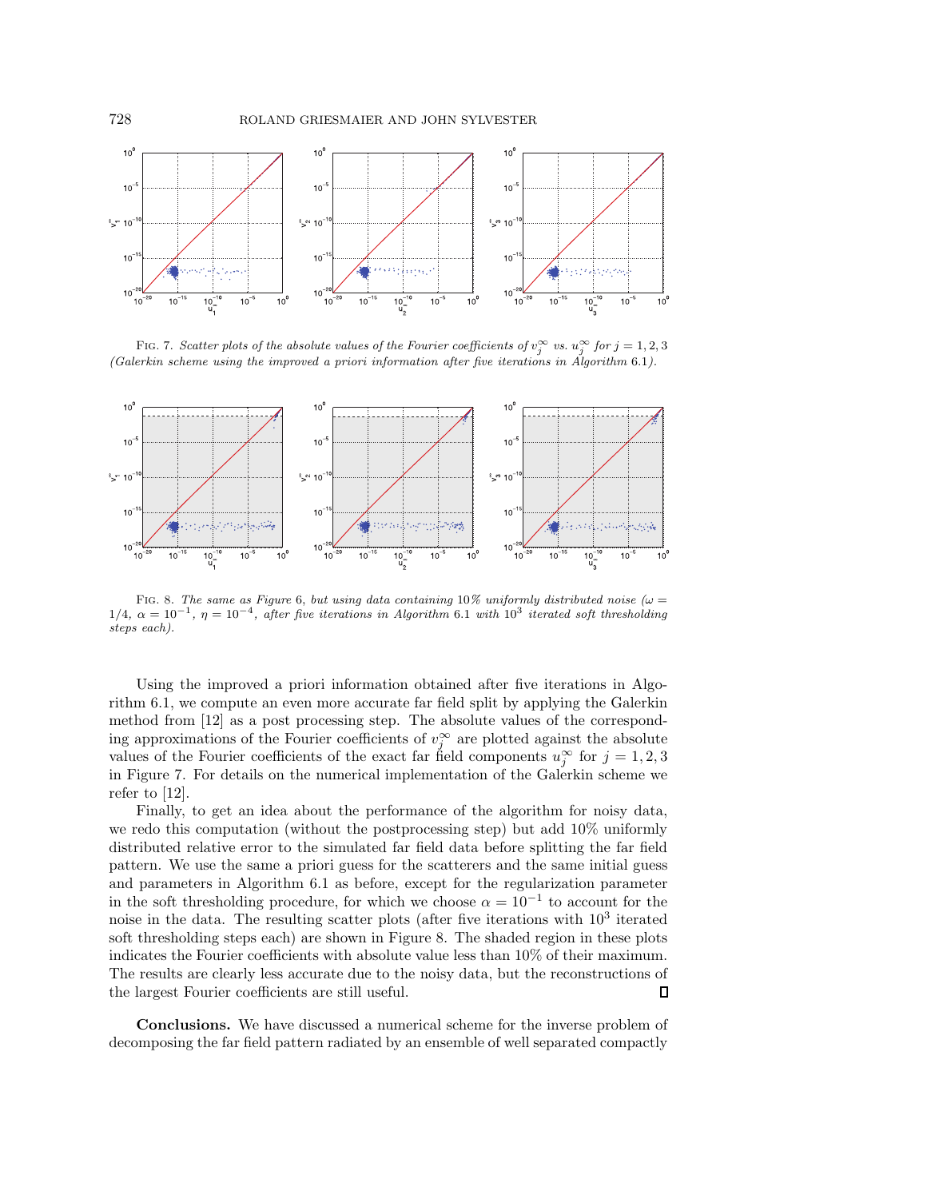FIG. 7. *Scatter plots of the absolute values of the Fourier coefficients of $v_j^\infty$ vs. $u_j^\infty$ for $j = 1, 2, 3$ (Galerkin scheme using the improved a priori information after five iterations in Algorithm* 6.1*).*

FIG. 8. *The same as Figure* 6*, but using data containing* 10% *uniformly distributed noise ($\omega = 1/4$, $\alpha = 10^{-1}$, $\eta = 10^{-4}$, after five iterations in Algorithm* 6.1 *with* $10^3$ *iterated soft thresholding steps each).*

Using the improved a priori information obtained after five iterations in Algorithm 6.1, we compute an even more accurate far field split by applying the Galerkin method from [12] as a post processing step. The absolute values of the corresponding approximations of the Fourier coefficients of $v_j^\infty$ are plotted against the absolute values of the Fourier coefficients of the exact far field components $u_j^\infty$ for $j = 1, 2, 3$ in Figure 7. For details on the numerical implementation of the Galerkin scheme we refer to [12].

Finally, to get an idea about the performance of the algorithm for noisy data, we redo this computation (without the postprocessing step) but add 10% uniformly distributed relative error to the simulated far field data before splitting the far field pattern. We use the same a priori guess for the scatterers and the same initial guess and parameters in Algorithm 6.1 as before, except for the regularization parameter in the soft thresholding procedure, for which we choose $\alpha = 10^{-1}$ to account for the noise in the data. The resulting scatter plots (after five iterations with $10^3$ iterated soft thresholding steps each) are shown in Figure 8. The shaded region in these plots indicates the Fourier coefficients with absolute value less than 10% of their maximum. The results are clearly less accurate due to the noisy data, but the reconstructions of the largest Fourier coefficients are still useful. ∎

**Conclusions.** We have discussed a numerical scheme for the inverse problem of decomposing the far field pattern radiated by an ensemble of well separated compactly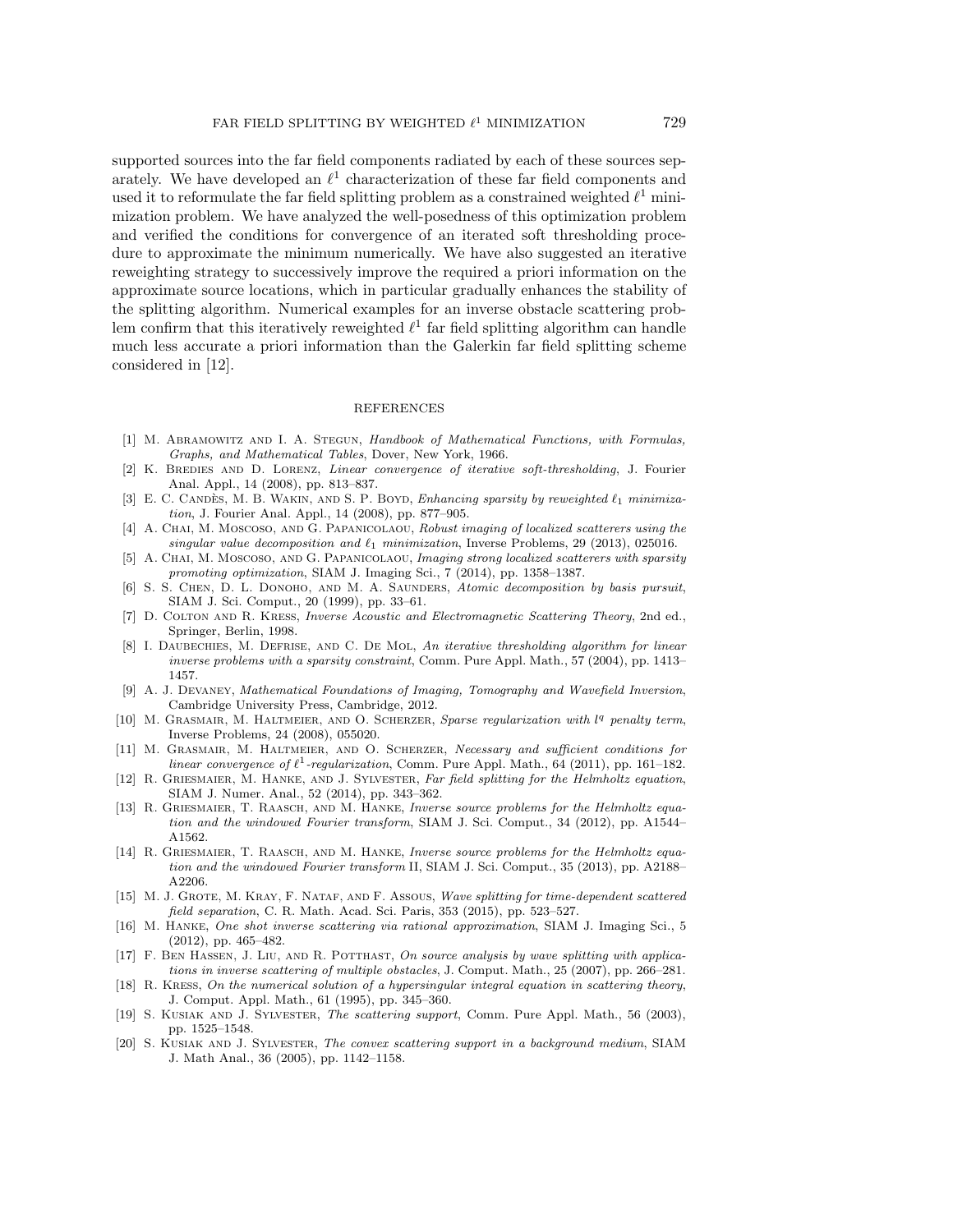supported sources into the far field components radiated by each of these sources separately. We have developed an $\ell^1$ characterization of these far field components and used it to reformulate the far field splitting problem as a constrained weighted $\ell^1$ minimization problem. We have analyzed the well-posedness of this optimization problem and verified the conditions for convergence of an iterated soft thresholding procedure to approximate the minimum numerically. We have also suggested an iterative reweighting strategy to successively improve the required a priori information on the approximate source locations, which in particular gradually enhances the stability of the splitting algorithm. Numerical examples for an inverse obstacle scattering problem confirm that this iteratively reweighted $\ell^1$ far field splitting algorithm can handle much less accurate a priori information than the Galerkin far field splitting scheme considered in [12].

## REFERENCES

[1] M. Abramowitz and I. A. Stegun, *Handbook of Mathematical Functions, with Formulas, Graphs, and Mathematical Tables*, Dover, New York, 1966.

[2] K. Bredies and D. Lorenz, *Linear convergence of iterative soft-thresholding*, J. Fourier Anal. Appl., 14 (2008), pp. 813–837.

[3] E. C. Candès, M. B. Wakin, and S. P. Boyd, *Enhancing sparsity by reweighted $\ell_1$ minimization*, J. Fourier Anal. Appl., 14 (2008), pp. 877–905.

[4] A. Chai, M. Moscoso, and G. Papanicolaou, *Robust imaging of localized scatterers using the singular value decomposition and $\ell_1$ minimization*, Inverse Problems, 29 (2013), 025016.

[5] A. Chai, M. Moscoso, and G. Papanicolaou, *Imaging strong localized scatterers with sparsity promoting optimization*, SIAM J. Imaging Sci., 7 (2014), pp. 1358–1387.

[6] S. S. Chen, D. L. Donoho, and M. A. Saunders, *Atomic decomposition by basis pursuit*, SIAM J. Sci. Comput., 20 (1999), pp. 33–61.

[7] D. Colton and R. Kress, *Inverse Acoustic and Electromagnetic Scattering Theory*, 2nd ed., Springer, Berlin, 1998.

[8] I. Daubechies, M. Defrise, and C. De Mol, *An iterative thresholding algorithm for linear inverse problems with a sparsity constraint*, Comm. Pure Appl. Math., 57 (2004), pp. 1413–1457.

[9] A. J. Devaney, *Mathematical Foundations of Imaging, Tomography and Wavefield Inversion*, Cambridge University Press, Cambridge, 2012.

[10] M. Grasmair, M. Haltmeier, and O. Scherzer, *Sparse regularization with $l^q$ penalty term*, Inverse Problems, 24 (2008), 055020.

[11] M. Grasmair, M. Haltmeier, and O. Scherzer, *Necessary and sufficient conditions for linear convergence of $\ell^1$-regularization*, Comm. Pure Appl. Math., 64 (2011), pp. 161–182.

[12] R. Griesmaier, M. Hanke, and J. Sylvester, *Far field splitting for the Helmholtz equation*, SIAM J. Numer. Anal., 52 (2014), pp. 343–362.

[13] R. Griesmaier, T. Raasch, and M. Hanke, *Inverse source problems for the Helmholtz equation and the windowed Fourier transform*, SIAM J. Sci. Comput., 34 (2012), pp. A1544–A1562.

[14] R. Griesmaier, T. Raasch, and M. Hanke, *Inverse source problems for the Helmholtz equation and the windowed Fourier transform* II, SIAM J. Sci. Comput., 35 (2013), pp. A2188–A2206.

[15] M. J. Grote, M. Kray, F. Nataf, and F. Assous, *Wave splitting for time-dependent scattered field separation*, C. R. Math. Acad. Sci. Paris, 353 (2015), pp. 523–527.

[16] M. Hanke, *One shot inverse scattering via rational approximation*, SIAM J. Imaging Sci., 5 (2012), pp. 465–482.

[17] F. Ben Hassen, J. Liu, and R. Potthast, *On source analysis by wave splitting with applications in inverse scattering of multiple obstacles*, J. Comput. Math., 25 (2007), pp. 266–281.

[18] R. Kress, *On the numerical solution of a hypersingular integral equation in scattering theory*, J. Comput. Appl. Math., 61 (1995), pp. 345–360.

[19] S. Kusiak and J. Sylvester, *The scattering support*, Comm. Pure Appl. Math., 56 (2003), pp. 1525–1548.

[20] S. Kusiak and J. Sylvester, *The convex scattering support in a background medium*, SIAM J. Math Anal., 36 (2005), pp. 1142–1158.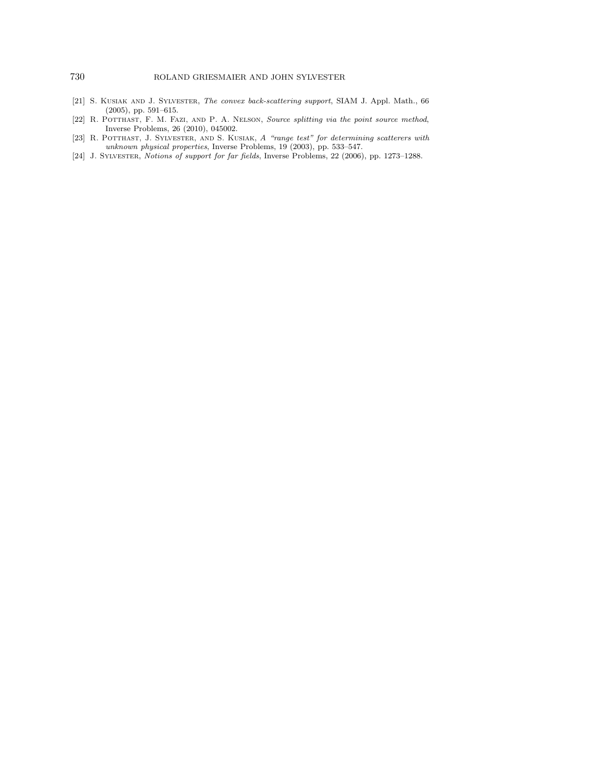[21] S. Kusiak and J. Sylvester, *The convex back-scattering support*, SIAM J. Appl. Math., 66 (2005), pp. 591–615.

[22] R. Potthast, F. M. Fazi, and P. A. Nelson, *Source splitting via the point source method*, Inverse Problems, 26 (2010), 045002.

[23] R. Potthast, J. Sylvester, and S. Kusiak, *A "range test" for determining scatterers with unknown physical properties*, Inverse Problems, 19 (2003), pp. 533–547.

[24] J. Sylvester, *Notions of support for far fields*, Inverse Problems, 22 (2006), pp. 1273–1288.